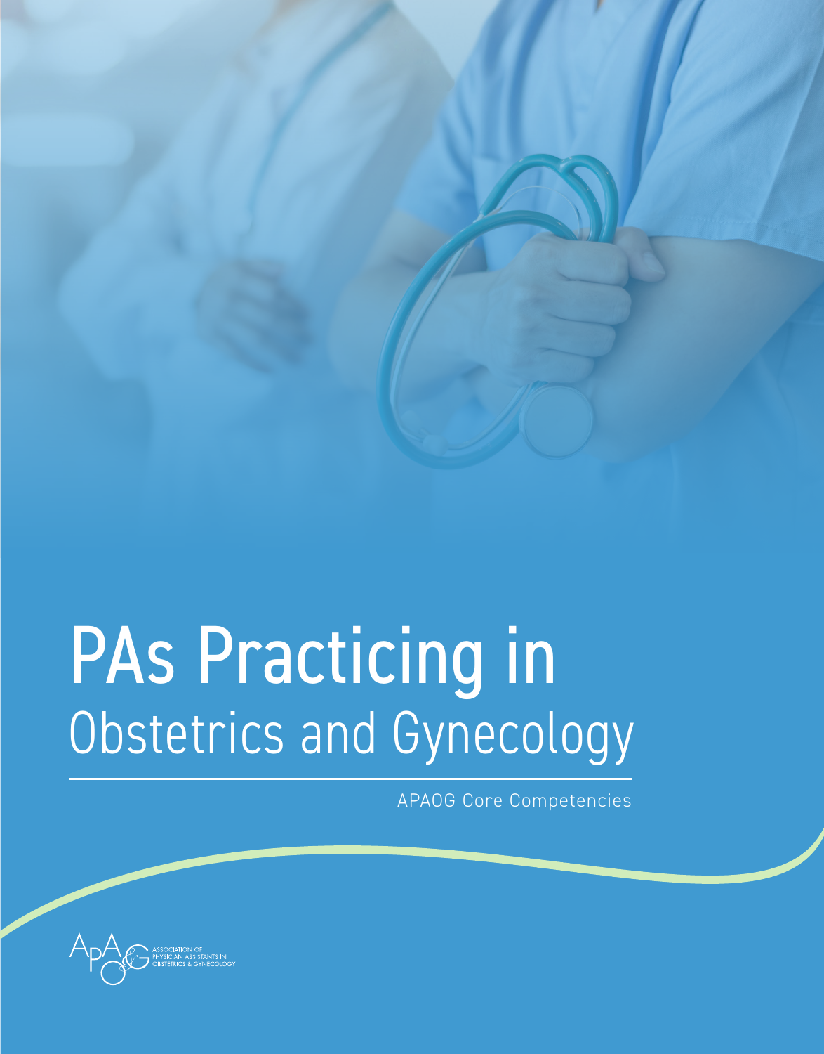# PAs Practicing in Obstetrics and Gynecology

APAOG Core Competencies

ASSOCIATION OF PHYSICIAN ASSISTANTS IN OBSTETRICS & GYNECOLOGY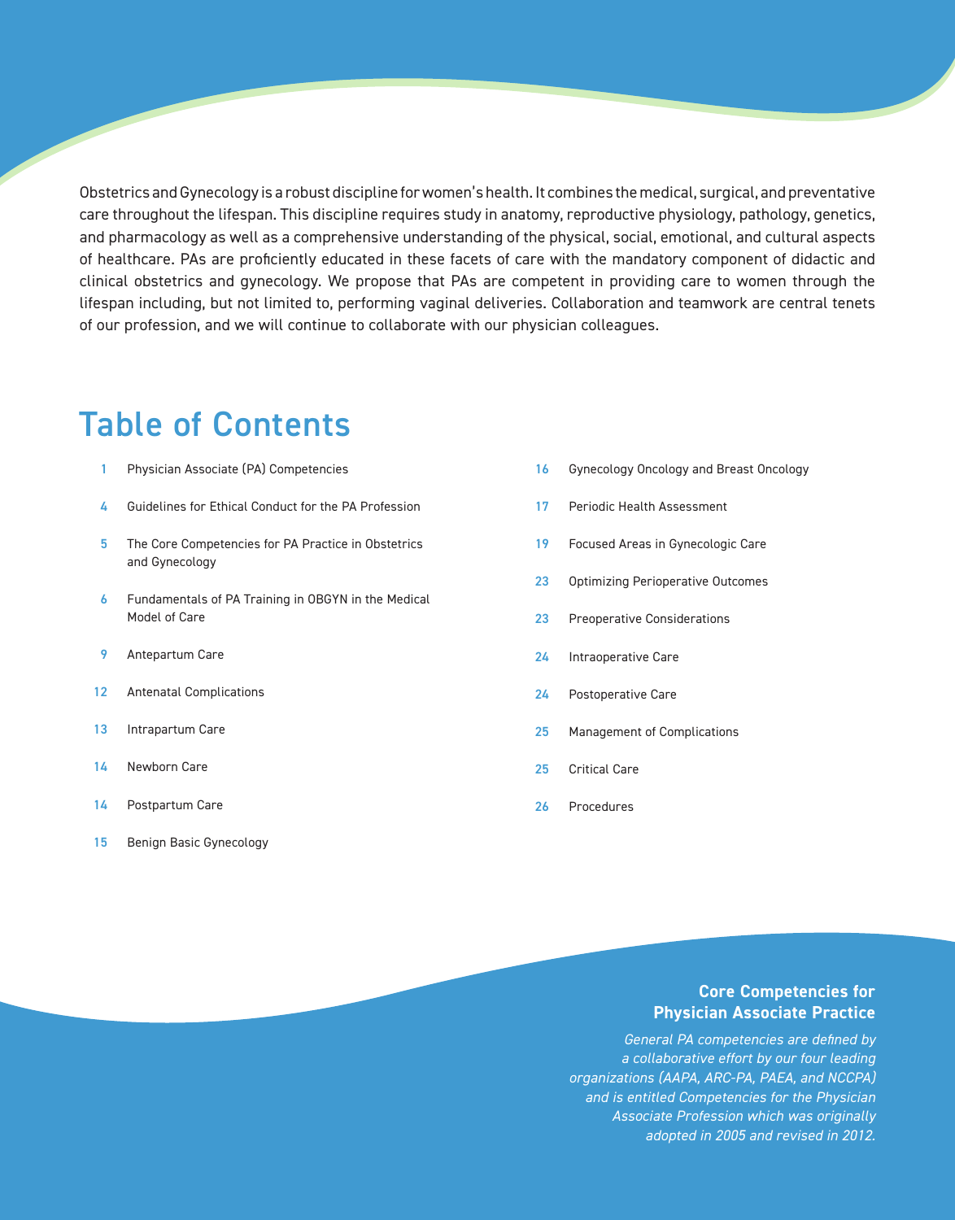Obstetrics and Gynecology is a robust discipline for women's health. It combines the medical, surgical, and preventative care throughout the lifespan. This discipline requires study in anatomy, reproductive physiology, pathology, genetics, and pharmacology as well as a comprehensive understanding of the physical, social, emotional, and cultural aspects of healthcare. PAs are proficiently educated in these facets of care with the mandatory component of didactic and clinical obstetrics and gynecology. We propose that PAs are competent in providing care to women through the lifespan including, but not limited to, performing vaginal deliveries. Collaboration and teamwork are central tenets of our profession, and we will continue to collaborate with our physician colleagues.

# Table of Contents

| Page | Section |
|---|---|
| 1 | Physician Associate (PA) Competencies |
| 4 | Guidelines for Ethical Conduct for the PA Profession |
| 5 | The Core Competencies for PA Practice in Obstetrics and Gynecology |
| 6 | Fundamentals of PA Training in OBGYN in the Medical Model of Care |
| 9 | Antepartum Care |
| 12 | Antenatal Complications |
| 13 | Intrapartum Care |
| 14 | Newborn Care |
| 14 | Postpartum Care |
| 15 | Benign Basic Gynecology |
| 16 | Gynecology Oncology and Breast Oncology |
| 17 | Periodic Health Assessment |
| 19 | Focused Areas in Gynecologic Care |
| 23 | Optimizing Perioperative Outcomes |
| 23 | Preoperative Considerations |
| 24 | Intraoperative Care |
| 24 | Postoperative Care |
| 25 | Management of Complications |
| 25 | Critical Care |
| 26 | Procedures |

**Core Competencies for Physician Associate Practice**

*General PA competencies are defined by a collaborative effort by our four leading organizations (AAPA, ARC-PA, PAEA, and NCCPA) and is entitled Competencies for the Physician Associate Profession which was originally adopted in 2005 and revised in 2012.*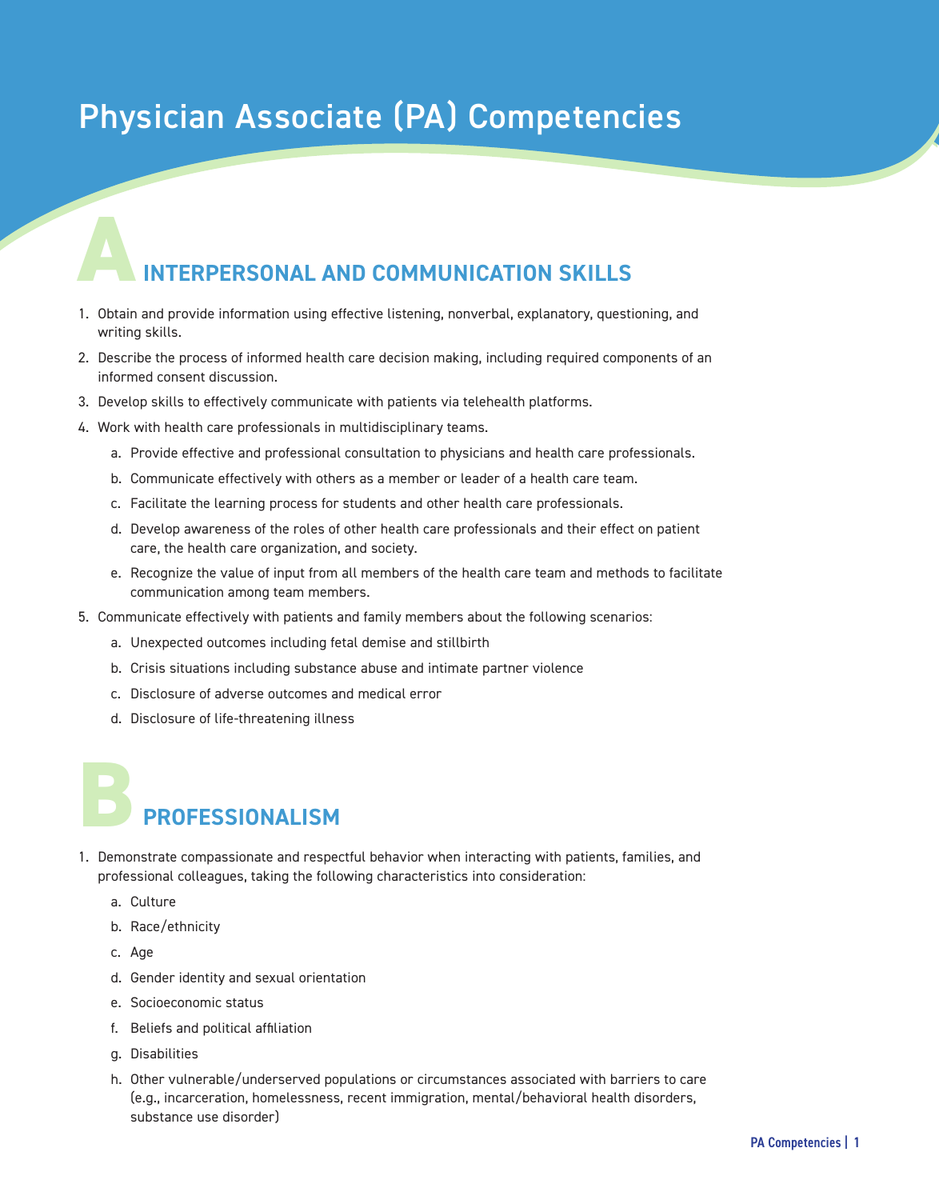# Physician Associate (PA) Competencies

## A INTERPERSONAL AND COMMUNICATION SKILLS

1. Obtain and provide information using effective listening, nonverbal, explanatory, questioning, and writing skills.
2. Describe the process of informed health care decision making, including required components of an informed consent discussion.
3. Develop skills to effectively communicate with patients via telehealth platforms.
4. Work with health care professionals in multidisciplinary teams.
   a. Provide effective and professional consultation to physicians and health care professionals.
   b. Communicate effectively with others as a member or leader of a health care team.
   c. Facilitate the learning process for students and other health care professionals.
   d. Develop awareness of the roles of other health care professionals and their effect on patient care, the health care organization, and society.
   e. Recognize the value of input from all members of the health care team and methods to facilitate communication among team members.
5. Communicate effectively with patients and family members about the following scenarios:
   a. Unexpected outcomes including fetal demise and stillbirth
   b. Crisis situations including substance abuse and intimate partner violence
   c. Disclosure of adverse outcomes and medical error
   d. Disclosure of life-threatening illness

## B PROFESSIONALISM

1. Demonstrate compassionate and respectful behavior when interacting with patients, families, and professional colleagues, taking the following characteristics into consideration:
   a. Culture
   b. Race/ethnicity
   c. Age
   d. Gender identity and sexual orientation
   e. Socioeconomic status
   f. Beliefs and political affiliation
   g. Disabilities
   h. Other vulnerable/underserved populations or circumstances associated with barriers to care (e.g., incarceration, homelessness, recent immigration, mental/behavioral health disorders, substance use disorder)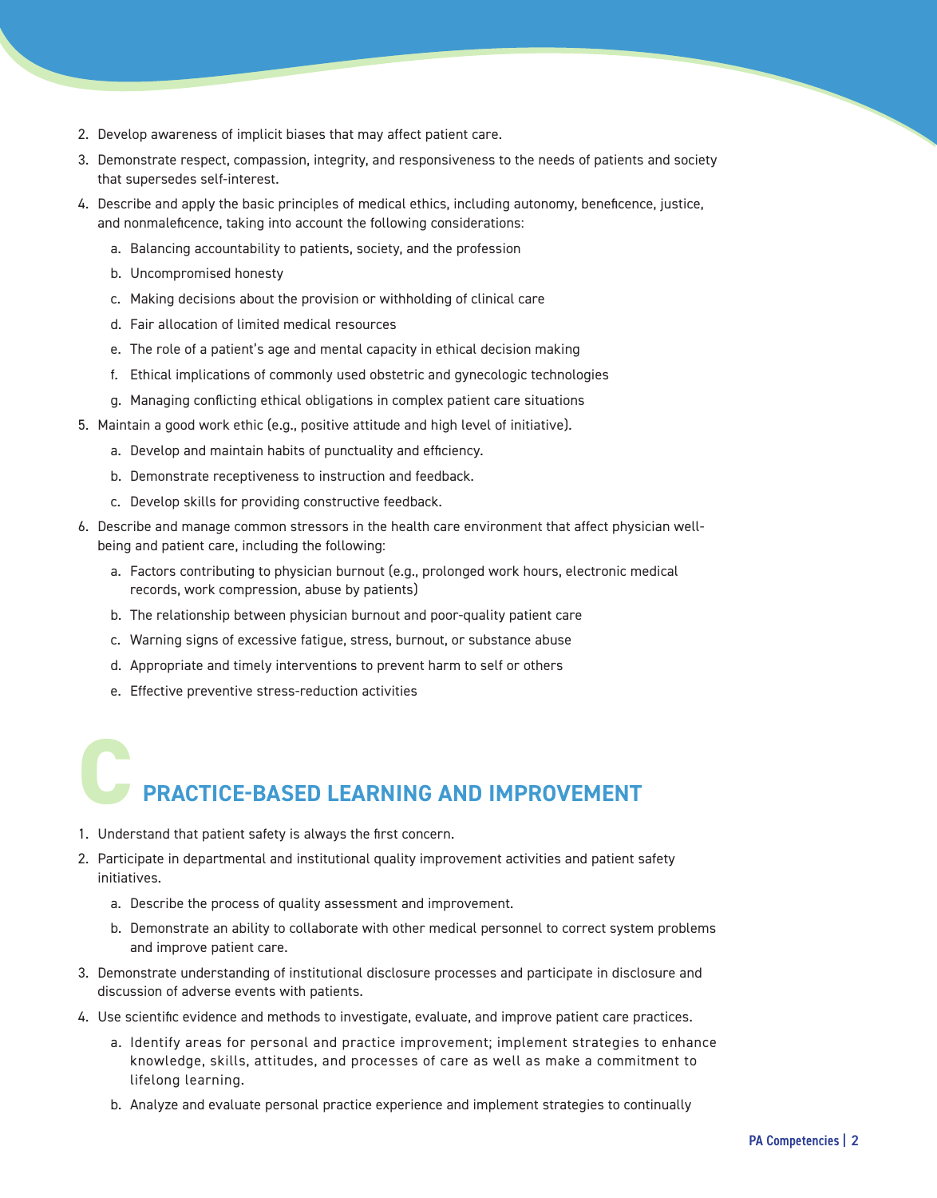2. Develop awareness of implicit biases that may affect patient care.
3. Demonstrate respect, compassion, integrity, and responsiveness to the needs of patients and society that supersedes self-interest.
4. Describe and apply the basic principles of medical ethics, including autonomy, beneficence, justice, and nonmaleficence, taking into account the following considerations:
   a. Balancing accountability to patients, society, and the profession
   b. Uncompromised honesty
   c. Making decisions about the provision or withholding of clinical care
   d. Fair allocation of limited medical resources
   e. The role of a patient's age and mental capacity in ethical decision making
   f. Ethical implications of commonly used obstetric and gynecologic technologies
   g. Managing conflicting ethical obligations in complex patient care situations
5. Maintain a good work ethic (e.g., positive attitude and high level of initiative).
   a. Develop and maintain habits of punctuality and efficiency.
   b. Demonstrate receptiveness to instruction and feedback.
   c. Develop skills for providing constructive feedback.
6. Describe and manage common stressors in the health care environment that affect physician well-being and patient care, including the following:
   a. Factors contributing to physician burnout (e.g., prolonged work hours, electronic medical records, work compression, abuse by patients)
   b. The relationship between physician burnout and poor-quality patient care
   c. Warning signs of excessive fatigue, stress, burnout, or substance abuse
   d. Appropriate and timely interventions to prevent harm to self or others
   e. Effective preventive stress-reduction activities

## C PRACTICE-BASED LEARNING AND IMPROVEMENT

1. Understand that patient safety is always the first concern.
2. Participate in departmental and institutional quality improvement activities and patient safety initiatives.
   a. Describe the process of quality assessment and improvement.
   b. Demonstrate an ability to collaborate with other medical personnel to correct system problems and improve patient care.
3. Demonstrate understanding of institutional disclosure processes and participate in disclosure and discussion of adverse events with patients.
4. Use scientific evidence and methods to investigate, evaluate, and improve patient care practices.
   a. Identify areas for personal and practice improvement; implement strategies to enhance knowledge, skills, attitudes, and processes of care as well as make a commitment to lifelong learning.
   b. Analyze and evaluate personal practice experience and implement strategies to continually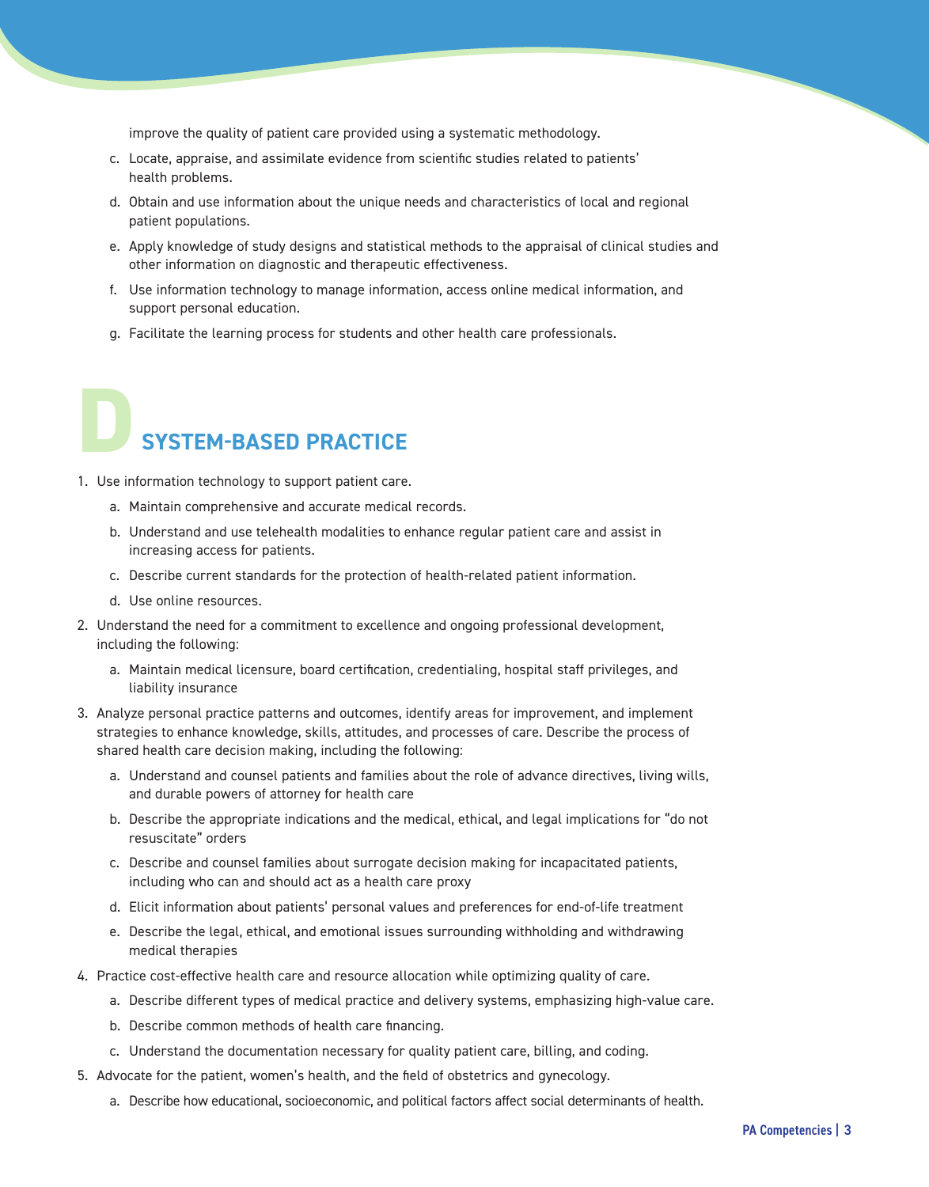improve the quality of patient care provided using a systematic methodology.

   c. Locate, appraise, and assimilate evidence from scientific studies related to patients' health problems.
   d. Obtain and use information about the unique needs and characteristics of local and regional patient populations.
   e. Apply knowledge of study designs and statistical methods to the appraisal of clinical studies and other information on diagnostic and therapeutic effectiveness.
   f. Use information technology to manage information, access online medical information, and support personal education.
   g. Facilitate the learning process for students and other health care professionals.

## D SYSTEM-BASED PRACTICE

1. Use information technology to support patient care.
   a. Maintain comprehensive and accurate medical records.
   b. Understand and use telehealth modalities to enhance regular patient care and assist in increasing access for patients.
   c. Describe current standards for the protection of health-related patient information.
   d. Use online resources.
2. Understand the need for a commitment to excellence and ongoing professional development, including the following:
   a. Maintain medical licensure, board certification, credentialing, hospital staff privileges, and liability insurance
3. Analyze personal practice patterns and outcomes, identify areas for improvement, and implement strategies to enhance knowledge, skills, attitudes, and processes of care. Describe the process of shared health care decision making, including the following:
   a. Understand and counsel patients and families about the role of advance directives, living wills, and durable powers of attorney for health care
   b. Describe the appropriate indications and the medical, ethical, and legal implications for "do not resuscitate" orders
   c. Describe and counsel families about surrogate decision making for incapacitated patients, including who can and should act as a health care proxy
   d. Elicit information about patients' personal values and preferences for end-of-life treatment
   e. Describe the legal, ethical, and emotional issues surrounding withholding and withdrawing medical therapies
4. Practice cost-effective health care and resource allocation while optimizing quality of care.
   a. Describe different types of medical practice and delivery systems, emphasizing high-value care.
   b. Describe common methods of health care financing.
   c. Understand the documentation necessary for quality patient care, billing, and coding.
5. Advocate for the patient, women's health, and the field of obstetrics and gynecology.
   a. Describe how educational, socioeconomic, and political factors affect social determinants of health.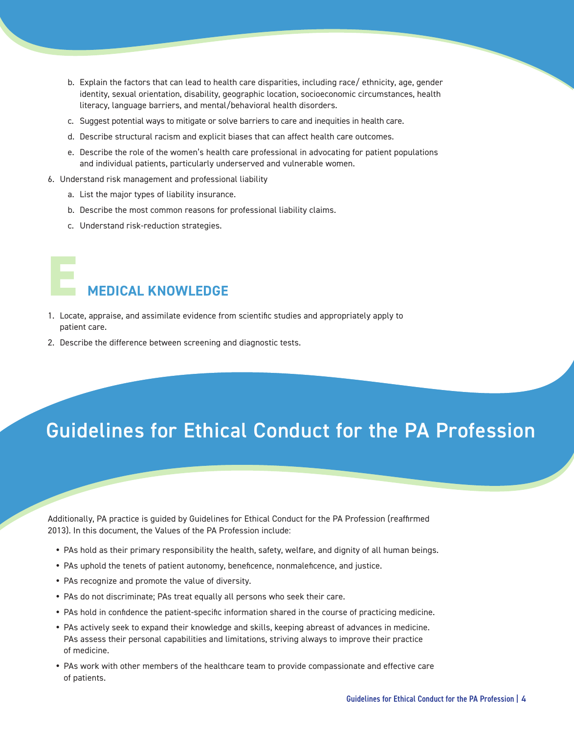b. Explain the factors that can lead to health care disparities, including race/ ethnicity, age, gender identity, sexual orientation, disability, geographic location, socioeconomic circumstances, health literacy, language barriers, and mental/behavioral health disorders.

   c. Suggest potential ways to mitigate or solve barriers to care and inequities in health care.

   d. Describe structural racism and explicit biases that can affect health care outcomes.

   e. Describe the role of the women's health care professional in advocating for patient populations and individual patients, particularly underserved and vulnerable women.

6. Understand risk management and professional liability

   a. List the major types of liability insurance.

   b. Describe the most common reasons for professional liability claims.

   c. Understand risk-reduction strategies.

## E MEDICAL KNOWLEDGE

1. Locate, appraise, and assimilate evidence from scientific studies and appropriately apply to patient care.
2. Describe the difference between screening and diagnostic tests.

# Guidelines for Ethical Conduct for the PA Profession

Additionally, PA practice is guided by Guidelines for Ethical Conduct for the PA Profession (reaffirmed 2013). In this document, the Values of the PA Profession include:

- PAs hold as their primary responsibility the health, safety, welfare, and dignity of all human beings.
- PAs uphold the tenets of patient autonomy, beneficence, nonmaleficence, and justice.
- PAs recognize and promote the value of diversity.
- PAs do not discriminate; PAs treat equally all persons who seek their care.
- PAs hold in confidence the patient-specific information shared in the course of practicing medicine.
- PAs actively seek to expand their knowledge and skills, keeping abreast of advances in medicine. PAs assess their personal capabilities and limitations, striving always to improve their practice of medicine.
- PAs work with other members of the healthcare team to provide compassionate and effective care of patients.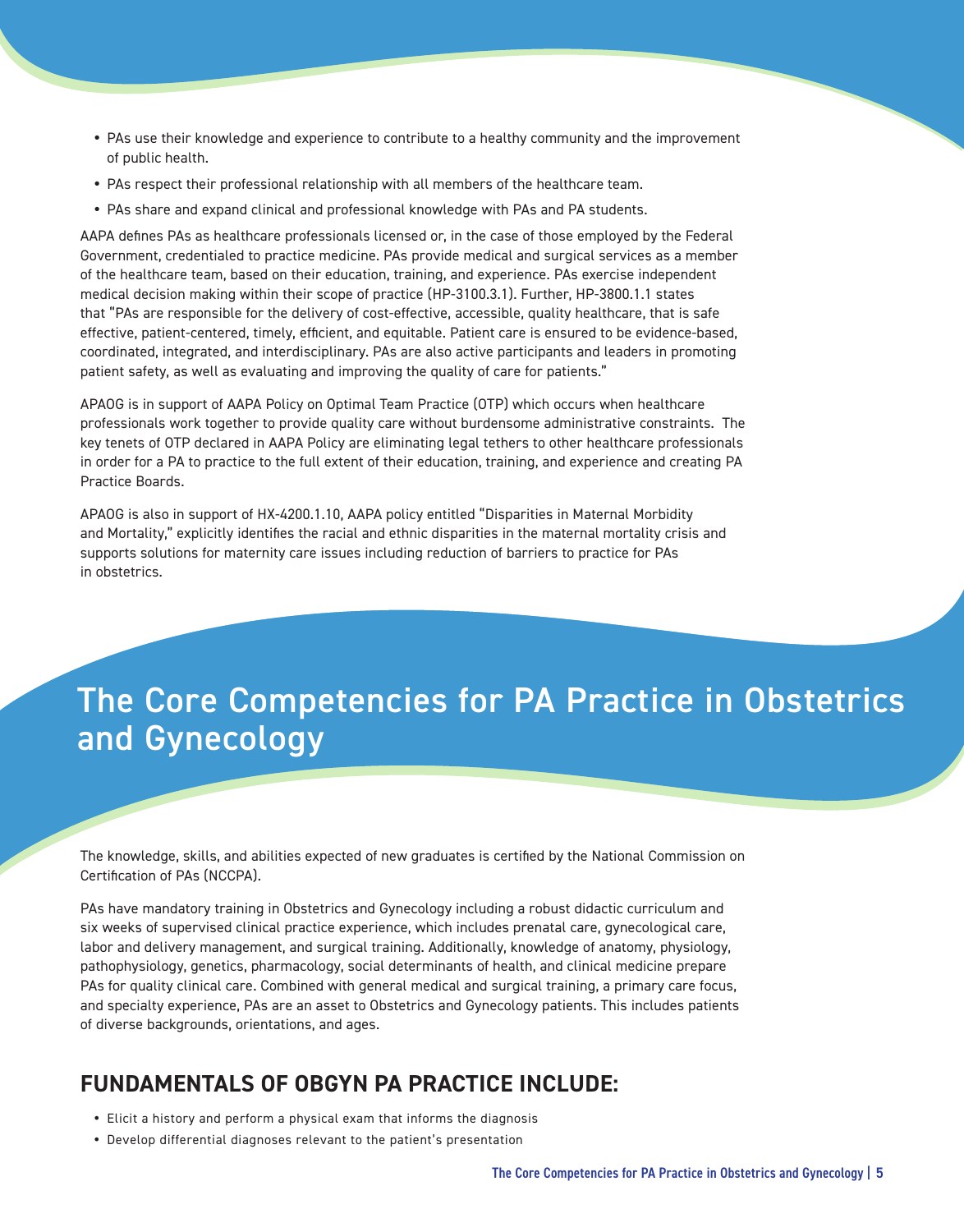- PAs use their knowledge and experience to contribute to a healthy community and the improvement of public health.
- PAs respect their professional relationship with all members of the healthcare team.
- PAs share and expand clinical and professional knowledge with PAs and PA students.

AAPA defines PAs as healthcare professionals licensed or, in the case of those employed by the Federal Government, credentialed to practice medicine. PAs provide medical and surgical services as a member of the healthcare team, based on their education, training, and experience. PAs exercise independent medical decision making within their scope of practice (HP-3100.3.1). Further, HP-3800.1.1 states that "PAs are responsible for the delivery of cost-effective, accessible, quality healthcare, that is safe effective, patient-centered, timely, efficient, and equitable. Patient care is ensured to be evidence-based, coordinated, integrated, and interdisciplinary. PAs are also active participants and leaders in promoting patient safety, as well as evaluating and improving the quality of care for patients."

APAOG is in support of AAPA Policy on Optimal Team Practice (OTP) which occurs when healthcare professionals work together to provide quality care without burdensome administrative constraints. The key tenets of OTP declared in AAPA Policy are eliminating legal tethers to other healthcare professionals in order for a PA to practice to the full extent of their education, training, and experience and creating PA Practice Boards.

APAOG is also in support of HX-4200.1.10, AAPA policy entitled "Disparities in Maternal Morbidity and Mortality," explicitly identifies the racial and ethnic disparities in the maternal mortality crisis and supports solutions for maternity care issues including reduction of barriers to practice for PAs in obstetrics.

# The Core Competencies for PA Practice in Obstetrics and Gynecology

The knowledge, skills, and abilities expected of new graduates is certified by the National Commission on Certification of PAs (NCCPA).

PAs have mandatory training in Obstetrics and Gynecology including a robust didactic curriculum and six weeks of supervised clinical practice experience, which includes prenatal care, gynecological care, labor and delivery management, and surgical training. Additionally, knowledge of anatomy, physiology, pathophysiology, genetics, pharmacology, social determinants of health, and clinical medicine prepare PAs for quality clinical care. Combined with general medical and surgical training, a primary care focus, and specialty experience, PAs are an asset to Obstetrics and Gynecology patients. This includes patients of diverse backgrounds, orientations, and ages.

## FUNDAMENTALS OF OBGYN PA PRACTICE INCLUDE:

- Elicit a history and perform a physical exam that informs the diagnosis
- Develop differential diagnoses relevant to the patient's presentation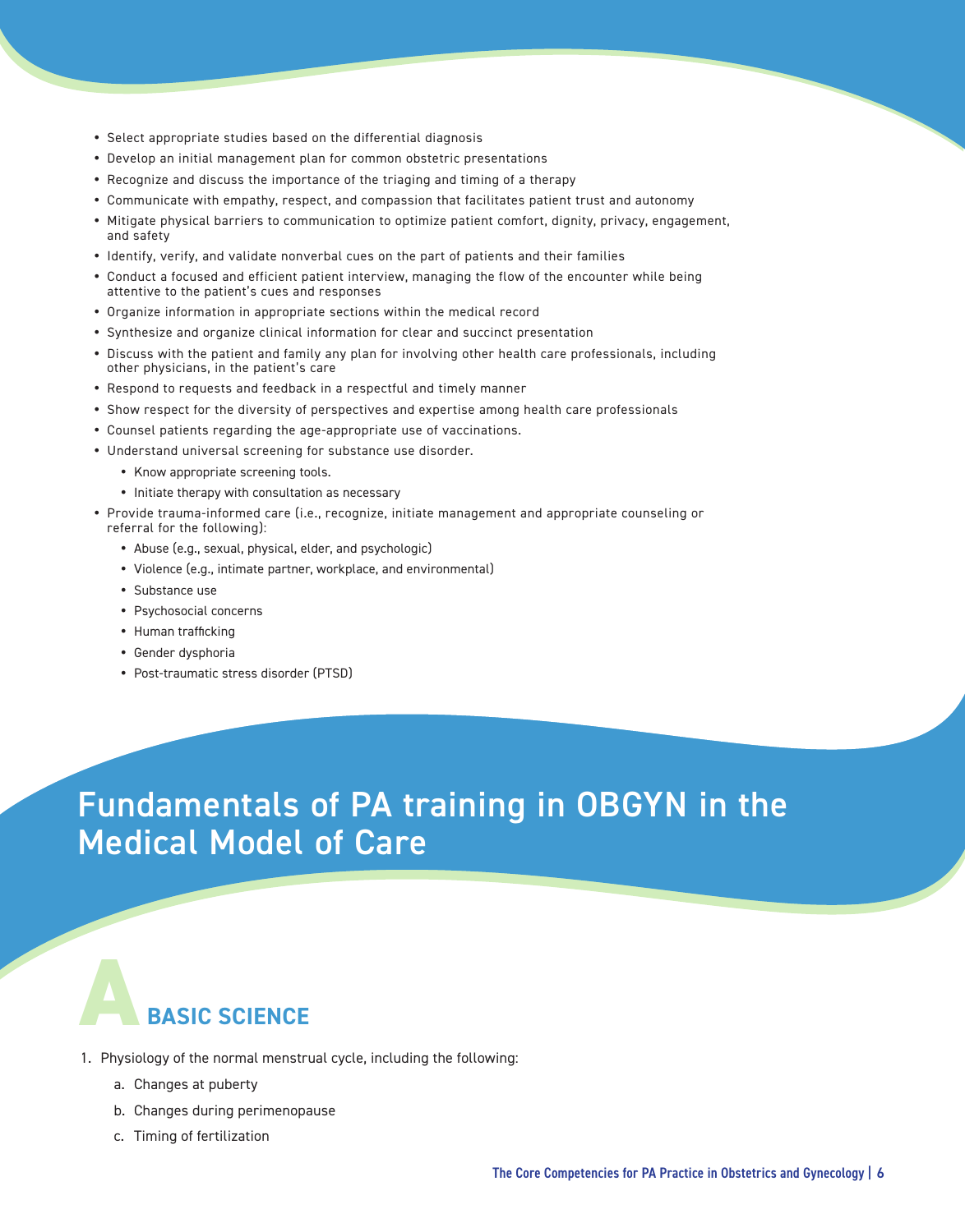- Select appropriate studies based on the differential diagnosis
- Develop an initial management plan for common obstetric presentations
- Recognize and discuss the importance of the triaging and timing of a therapy
- Communicate with empathy, respect, and compassion that facilitates patient trust and autonomy
- Mitigate physical barriers to communication to optimize patient comfort, dignity, privacy, engagement, and safety
- Identify, verify, and validate nonverbal cues on the part of patients and their families
- Conduct a focused and efficient patient interview, managing the flow of the encounter while being attentive to the patient's cues and responses
- Organize information in appropriate sections within the medical record
- Synthesize and organize clinical information for clear and succinct presentation
- Discuss with the patient and family any plan for involving other health care professionals, including other physicians, in the patient's care
- Respond to requests and feedback in a respectful and timely manner
- Show respect for the diversity of perspectives and expertise among health care professionals
- Counsel patients regarding the age-appropriate use of vaccinations.
- Understand universal screening for substance use disorder.
  - Know appropriate screening tools.
  - Initiate therapy with consultation as necessary
- Provide trauma-informed care (i.e., recognize, initiate management and appropriate counseling or referral for the following):
  - Abuse (e.g., sexual, physical, elder, and psychologic)
  - Violence (e.g., intimate partner, workplace, and environmental)
  - Substance use
  - Psychosocial concerns
  - Human trafficking
  - Gender dysphoria
  - Post-traumatic stress disorder (PTSD)

# Fundamentals of PA training in OBGYN in the Medical Model of Care

## A BASIC SCIENCE

1. Physiology of the normal menstrual cycle, including the following:
   a. Changes at puberty
   b. Changes during perimenopause
   c. Timing of fertilization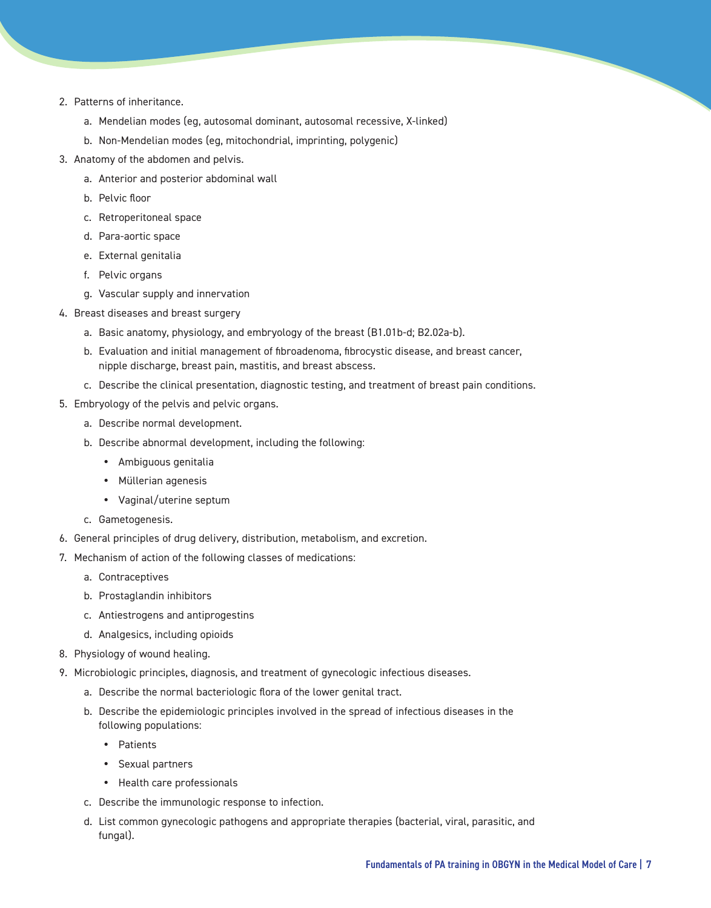2. Patterns of inheritance.
    a. Mendelian modes (eg, autosomal dominant, autosomal recessive, X-linked)
    b. Non-Mendelian modes (eg, mitochondrial, imprinting, polygenic)
3. Anatomy of the abdomen and pelvis.
    a. Anterior and posterior abdominal wall
    b. Pelvic floor
    c. Retroperitoneal space
    d. Para-aortic space
    e. External genitalia
    f. Pelvic organs
    g. Vascular supply and innervation
4. Breast diseases and breast surgery
    a. Basic anatomy, physiology, and embryology of the breast (B1.01b-d; B2.02a-b).
    b. Evaluation and initial management of fibroadenoma, fibrocystic disease, and breast cancer, nipple discharge, breast pain, mastitis, and breast abscess.
    c. Describe the clinical presentation, diagnostic testing, and treatment of breast pain conditions.
5. Embryology of the pelvis and pelvic organs.
    a. Describe normal development.
    b. Describe abnormal development, including the following:
        - Ambiguous genitalia
        - Müllerian agenesis
        - Vaginal/uterine septum
    c. Gametogenesis.
6. General principles of drug delivery, distribution, metabolism, and excretion.
7. Mechanism of action of the following classes of medications:
    a. Contraceptives
    b. Prostaglandin inhibitors
    c. Antiestrogens and antiprogestins
    d. Analgesics, including opioids
8. Physiology of wound healing.
9. Microbiologic principles, diagnosis, and treatment of gynecologic infectious diseases.
    a. Describe the normal bacteriologic flora of the lower genital tract.
    b. Describe the epidemiologic principles involved in the spread of infectious diseases in the following populations:
        - Patients
        - Sexual partners
        - Health care professionals
    c. Describe the immunologic response to infection.
    d. List common gynecologic pathogens and appropriate therapies (bacterial, viral, parasitic, and fungal).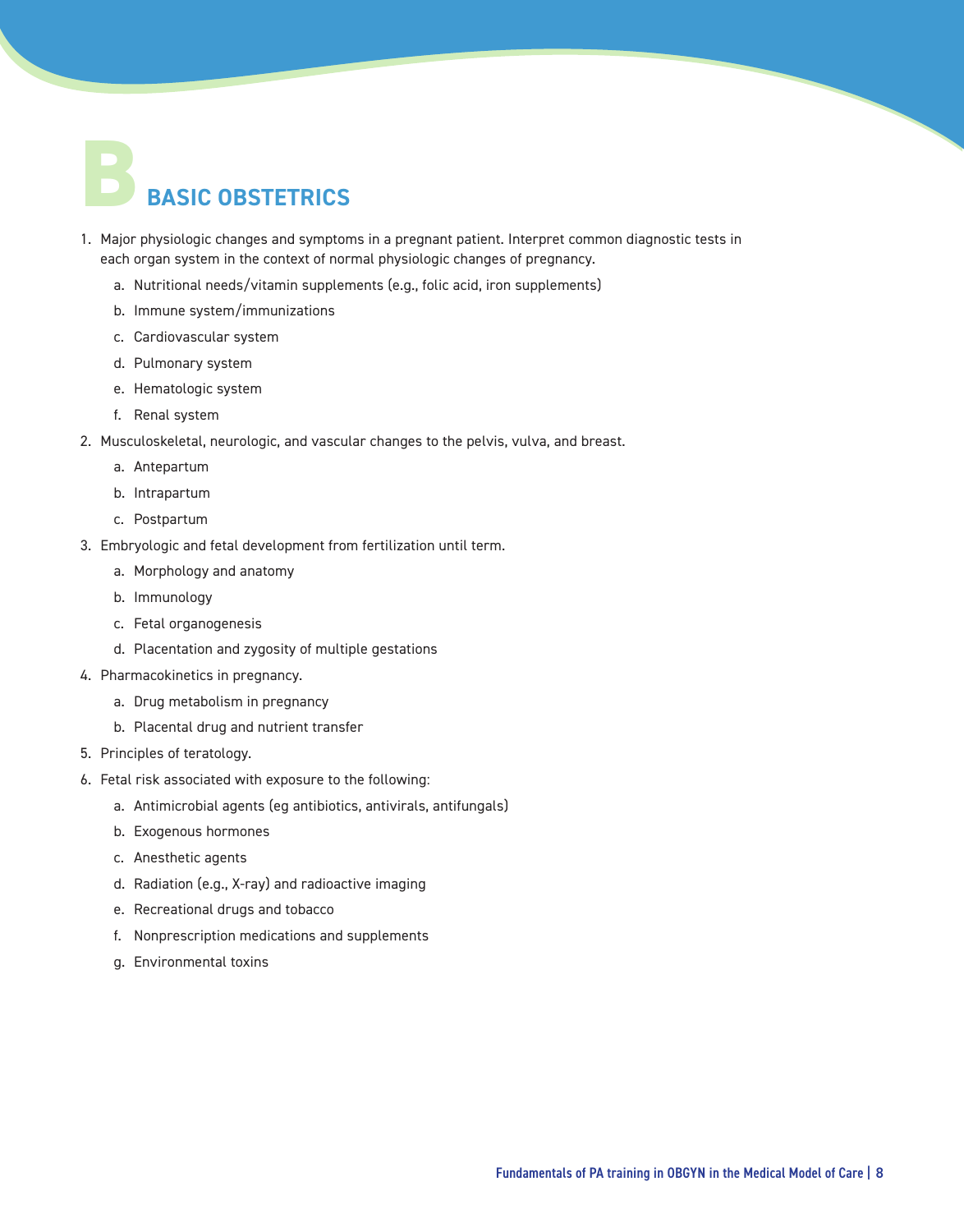# B BASIC OBSTETRICS

1. Major physiologic changes and symptoms in a pregnant patient. Interpret common diagnostic tests in each organ system in the context of normal physiologic changes of pregnancy.
    a. Nutritional needs/vitamin supplements (e.g., folic acid, iron supplements)
    b. Immune system/immunizations
    c. Cardiovascular system
    d. Pulmonary system
    e. Hematologic system
    f. Renal system
2. Musculoskeletal, neurologic, and vascular changes to the pelvis, vulva, and breast.
    a. Antepartum
    b. Intrapartum
    c. Postpartum
3. Embryologic and fetal development from fertilization until term.
    a. Morphology and anatomy
    b. Immunology
    c. Fetal organogenesis
    d. Placentation and zygosity of multiple gestations
4. Pharmacokinetics in pregnancy.
    a. Drug metabolism in pregnancy
    b. Placental drug and nutrient transfer
5. Principles of teratology.
6. Fetal risk associated with exposure to the following:
    a. Antimicrobial agents (eg antibiotics, antivirals, antifungals)
    b. Exogenous hormones
    c. Anesthetic agents
    d. Radiation (e.g., X-ray) and radioactive imaging
    e. Recreational drugs and tobacco
    f. Nonprescription medications and supplements
    g. Environmental toxins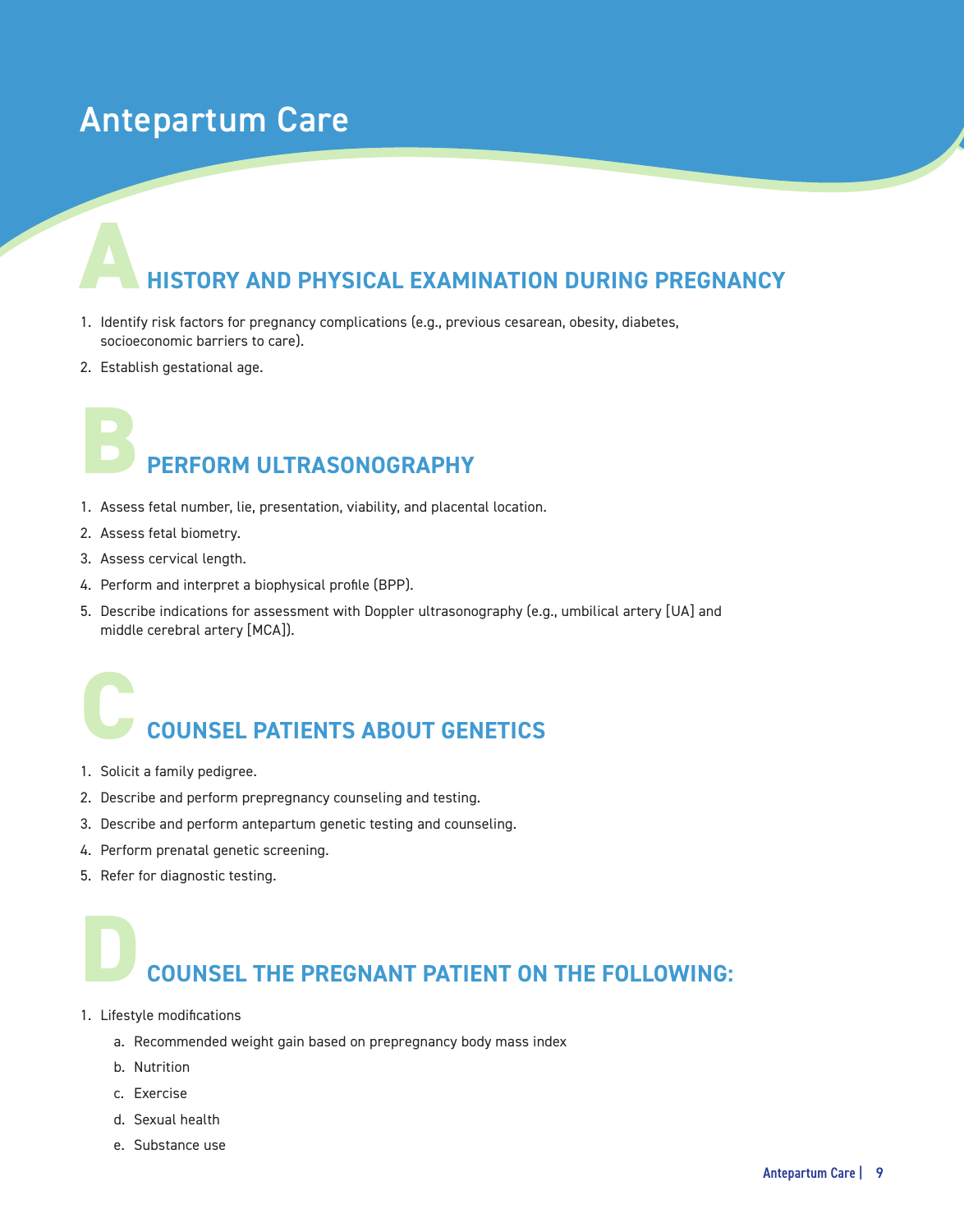# Antepartum Care

## A HISTORY AND PHYSICAL EXAMINATION DURING PREGNANCY

1. Identify risk factors for pregnancy complications (e.g., previous cesarean, obesity, diabetes, socioeconomic barriers to care).
2. Establish gestational age.

## B PERFORM ULTRASONOGRAPHY

1. Assess fetal number, lie, presentation, viability, and placental location.
2. Assess fetal biometry.
3. Assess cervical length.
4. Perform and interpret a biophysical profile (BPP).
5. Describe indications for assessment with Doppler ultrasonography (e.g., umbilical artery [UA] and middle cerebral artery [MCA]).

## C COUNSEL PATIENTS ABOUT GENETICS

1. Solicit a family pedigree.
2. Describe and perform prepregnancy counseling and testing.
3. Describe and perform antepartum genetic testing and counseling.
4. Perform prenatal genetic screening.
5. Refer for diagnostic testing.

## D COUNSEL THE PREGNANT PATIENT ON THE FOLLOWING:

1. Lifestyle modifications
   a. Recommended weight gain based on prepregnancy body mass index
   b. Nutrition
   c. Exercise
   d. Sexual health
   e. Substance use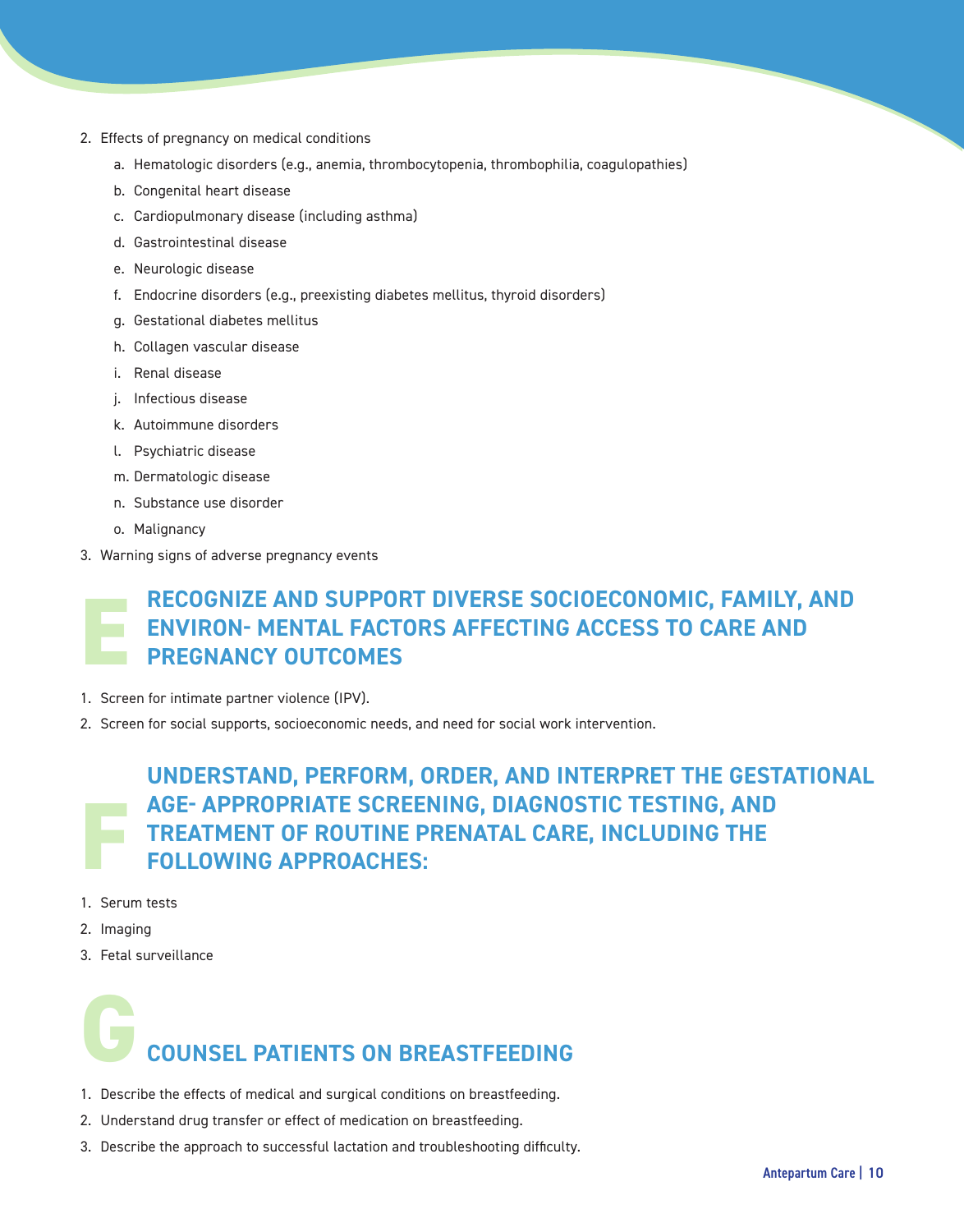2. Effects of pregnancy on medical conditions
    a. Hematologic disorders (e.g., anemia, thrombocytopenia, thrombophilia, coagulopathies)
    b. Congenital heart disease
    c. Cardiopulmonary disease (including asthma)
    d. Gastrointestinal disease
    e. Neurologic disease
    f. Endocrine disorders (e.g., preexisting diabetes mellitus, thyroid disorders)
    g. Gestational diabetes mellitus
    h. Collagen vascular disease
    i. Renal disease
    j. Infectious disease
    k. Autoimmune disorders
    l. Psychiatric disease
    m. Dermatologic disease
    n. Substance use disorder
    o. Malignancy
3. Warning signs of adverse pregnancy events

## E RECOGNIZE AND SUPPORT DIVERSE SOCIOECONOMIC, FAMILY, AND ENVIRON- MENTAL FACTORS AFFECTING ACCESS TO CARE AND PREGNANCY OUTCOMES

1. Screen for intimate partner violence (IPV).
2. Screen for social supports, socioeconomic needs, and need for social work intervention.

## F UNDERSTAND, PERFORM, ORDER, AND INTERPRET THE GESTATIONAL AGE- APPROPRIATE SCREENING, DIAGNOSTIC TESTING, AND TREATMENT OF ROUTINE PRENATAL CARE, INCLUDING THE FOLLOWING APPROACHES:

1. Serum tests
2. Imaging
3. Fetal surveillance

## G COUNSEL PATIENTS ON BREASTFEEDING

1. Describe the effects of medical and surgical conditions on breastfeeding.
2. Understand drug transfer or effect of medication on breastfeeding.
3. Describe the approach to successful lactation and troubleshooting difficulty.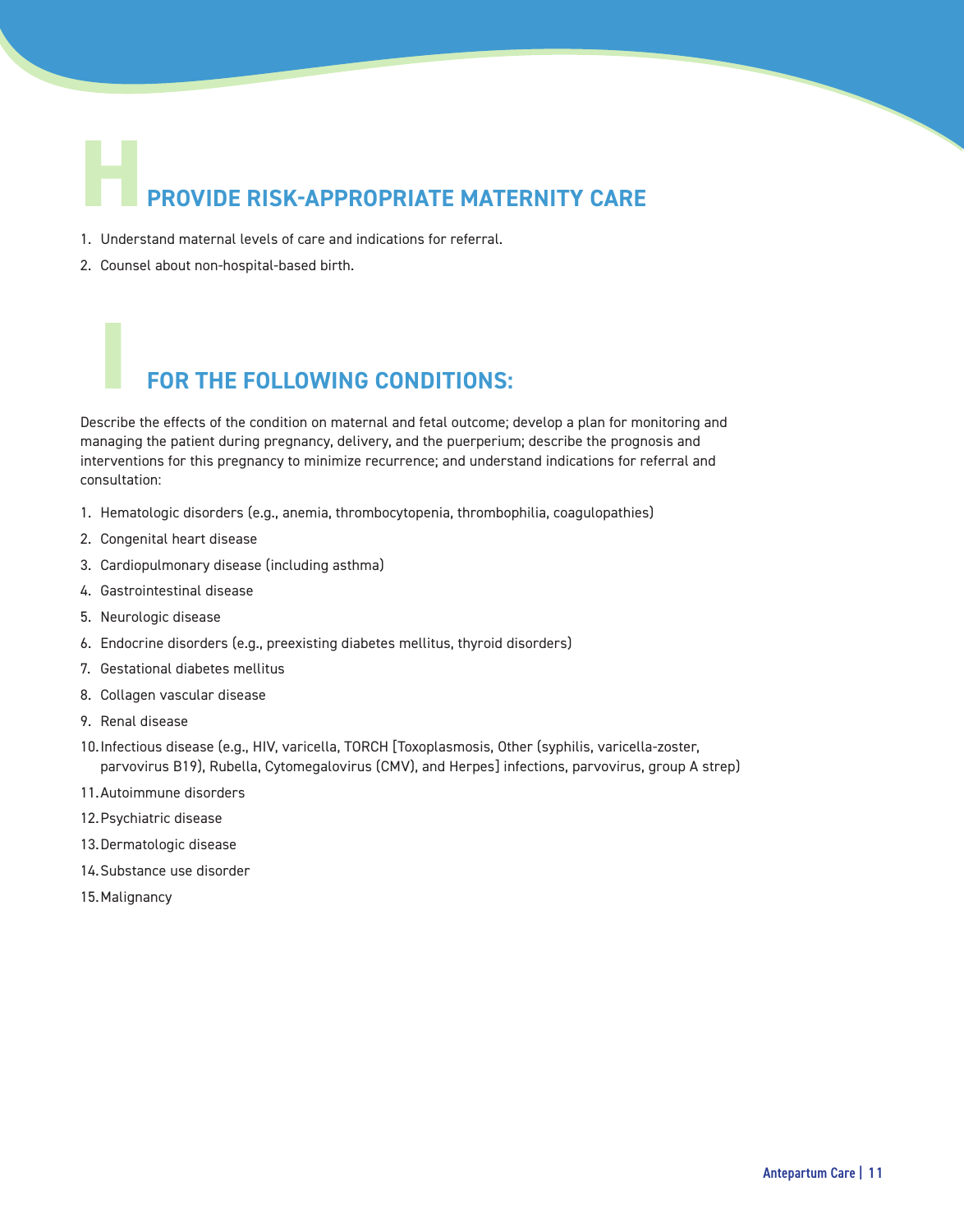## H PROVIDE RISK-APPROPRIATE MATERNITY CARE

1. Understand maternal levels of care and indications for referral.
2. Counsel about non-hospital-based birth.

## I FOR THE FOLLOWING CONDITIONS:

Describe the effects of the condition on maternal and fetal outcome; develop a plan for monitoring and managing the patient during pregnancy, delivery, and the puerperium; describe the prognosis and interventions for this pregnancy to minimize recurrence; and understand indications for referral and consultation:

1. Hematologic disorders (e.g., anemia, thrombocytopenia, thrombophilia, coagulopathies)
2. Congenital heart disease
3. Cardiopulmonary disease (including asthma)
4. Gastrointestinal disease
5. Neurologic disease
6. Endocrine disorders (e.g., preexisting diabetes mellitus, thyroid disorders)
7. Gestational diabetes mellitus
8. Collagen vascular disease
9. Renal disease
10. Infectious disease (e.g., HIV, varicella, TORCH [Toxoplasmosis, Other (syphilis, varicella-zoster, parvovirus B19), Rubella, Cytomegalovirus (CMV), and Herpes] infections, parvovirus, group A strep)
11. Autoimmune disorders
12. Psychiatric disease
13. Dermatologic disease
14. Substance use disorder
15. Malignancy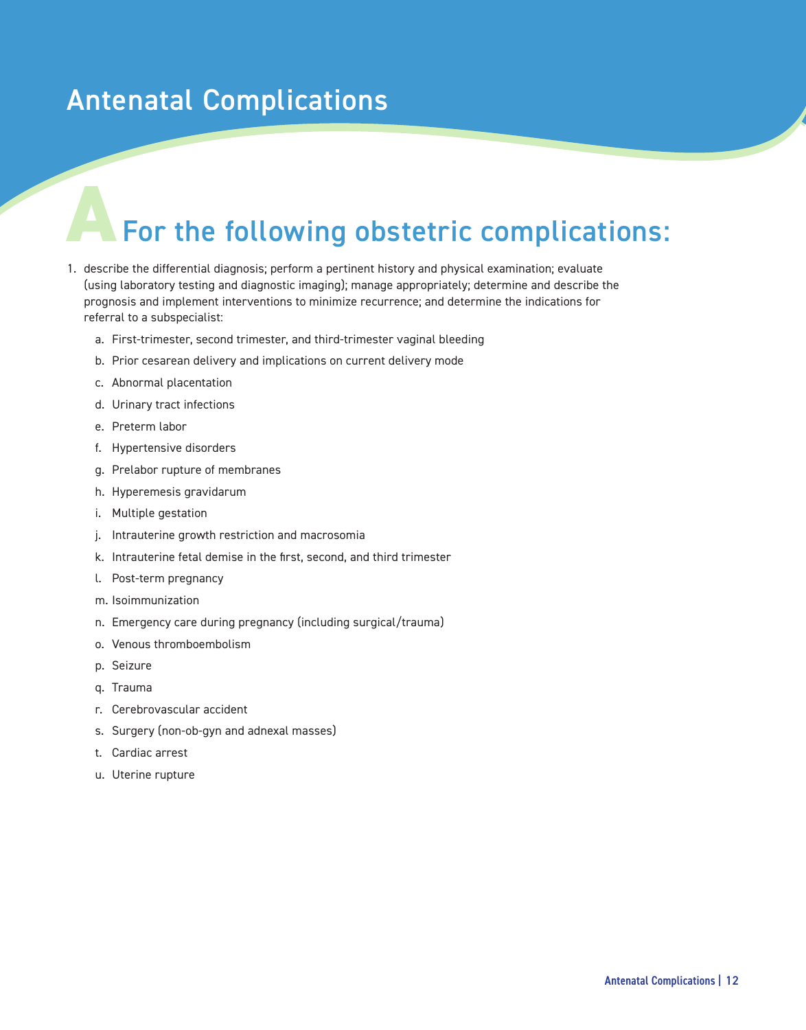# Antenatal Complications

## A For the following obstetric complications:

1. describe the differential diagnosis; perform a pertinent history and physical examination; evaluate (using laboratory testing and diagnostic imaging); manage appropriately; determine and describe the prognosis and implement interventions to minimize recurrence; and determine the indications for referral to a subspecialist:

   a. First-trimester, second trimester, and third-trimester vaginal bleeding

   b. Prior cesarean delivery and implications on current delivery mode

   c. Abnormal placentation

   d. Urinary tract infections

   e. Preterm labor

   f. Hypertensive disorders

   g. Prelabor rupture of membranes

   h. Hyperemesis gravidarum

   i. Multiple gestation

   j. Intrauterine growth restriction and macrosomia

   k. Intrauterine fetal demise in the first, second, and third trimester

   l. Post-term pregnancy

   m. Isoimmunization

   n. Emergency care during pregnancy (including surgical/trauma)

   o. Venous thromboembolism

   p. Seizure

   q. Trauma

   r. Cerebrovascular accident

   s. Surgery (non-ob-gyn and adnexal masses)

   t. Cardiac arrest

   u. Uterine rupture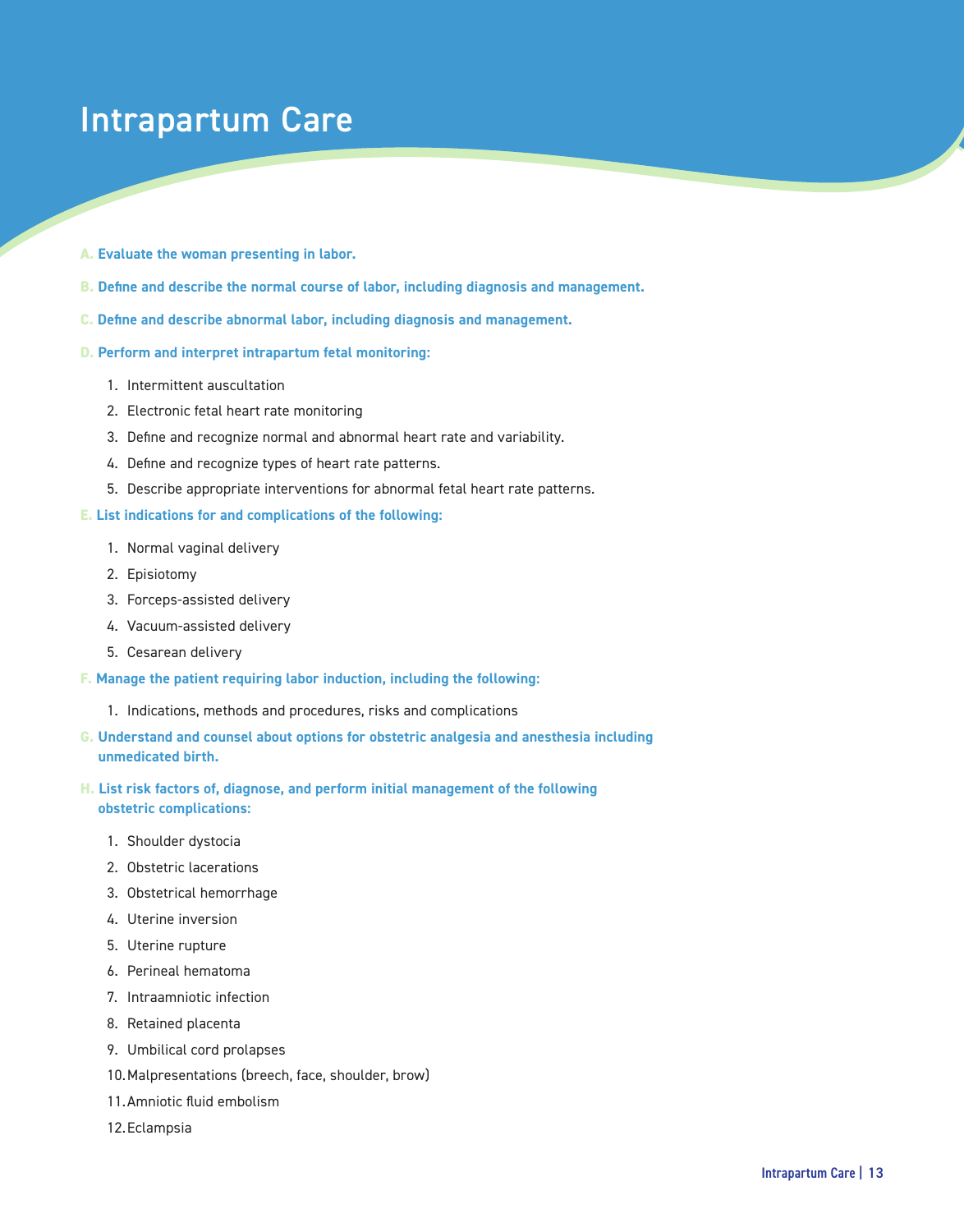# Intrapartum Care

**A. Evaluate the woman presenting in labor.**

**B. Define and describe the normal course of labor, including diagnosis and management.**

**C. Define and describe abnormal labor, including diagnosis and management.**

**D. Perform and interpret intrapartum fetal monitoring:**

1. Intermittent auscultation
2. Electronic fetal heart rate monitoring
3. Define and recognize normal and abnormal heart rate and variability.
4. Define and recognize types of heart rate patterns.
5. Describe appropriate interventions for abnormal fetal heart rate patterns.

**E. List indications for and complications of the following:**

1. Normal vaginal delivery
2. Episiotomy
3. Forceps-assisted delivery
4. Vacuum-assisted delivery
5. Cesarean delivery

**F. Manage the patient requiring labor induction, including the following:**

1. Indications, methods and procedures, risks and complications

**G. Understand and counsel about options for obstetric analgesia and anesthesia including unmedicated birth.**

**H. List risk factors of, diagnose, and perform initial management of the following obstetric complications:**

1. Shoulder dystocia
2. Obstetric lacerations
3. Obstetrical hemorrhage
4. Uterine inversion
5. Uterine rupture
6. Perineal hematoma
7. Intraamniotic infection
8. Retained placenta
9. Umbilical cord prolapses
10. Malpresentations (breech, face, shoulder, brow)
11. Amniotic fluid embolism
12. Eclampsia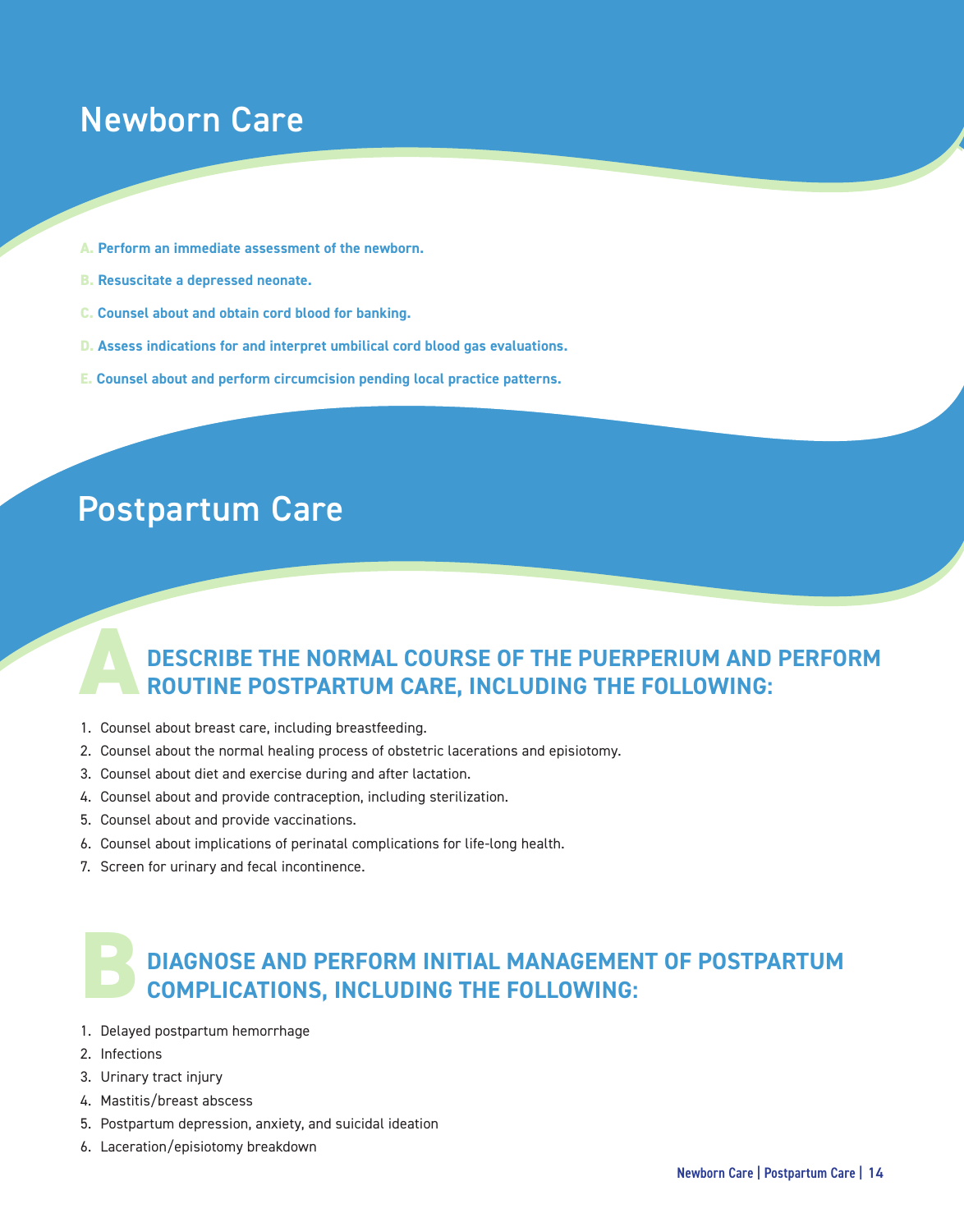# Newborn Care

**A.** **Perform an immediate assessment of the newborn.**

**B.** **Resuscitate a depressed neonate.**

**C.** **Counsel about and obtain cord blood for banking.**

**D.** **Assess indications for and interpret umbilical cord blood gas evaluations.**

**E.** **Counsel about and perform circumcision pending local practice patterns.**

# Postpartum Care

## A DESCRIBE THE NORMAL COURSE OF THE PUERPERIUM AND PERFORM ROUTINE POSTPARTUM CARE, INCLUDING THE FOLLOWING:

1. Counsel about breast care, including breastfeeding.
2. Counsel about the normal healing process of obstetric lacerations and episiotomy.
3. Counsel about diet and exercise during and after lactation.
4. Counsel about and provide contraception, including sterilization.
5. Counsel about and provide vaccinations.
6. Counsel about implications of perinatal complications for life-long health.
7. Screen for urinary and fecal incontinence.

## B DIAGNOSE AND PERFORM INITIAL MANAGEMENT OF POSTPARTUM COMPLICATIONS, INCLUDING THE FOLLOWING:

1. Delayed postpartum hemorrhage
2. Infections
3. Urinary tract injury
4. Mastitis/breast abscess
5. Postpartum depression, anxiety, and suicidal ideation
6. Laceration/episiotomy breakdown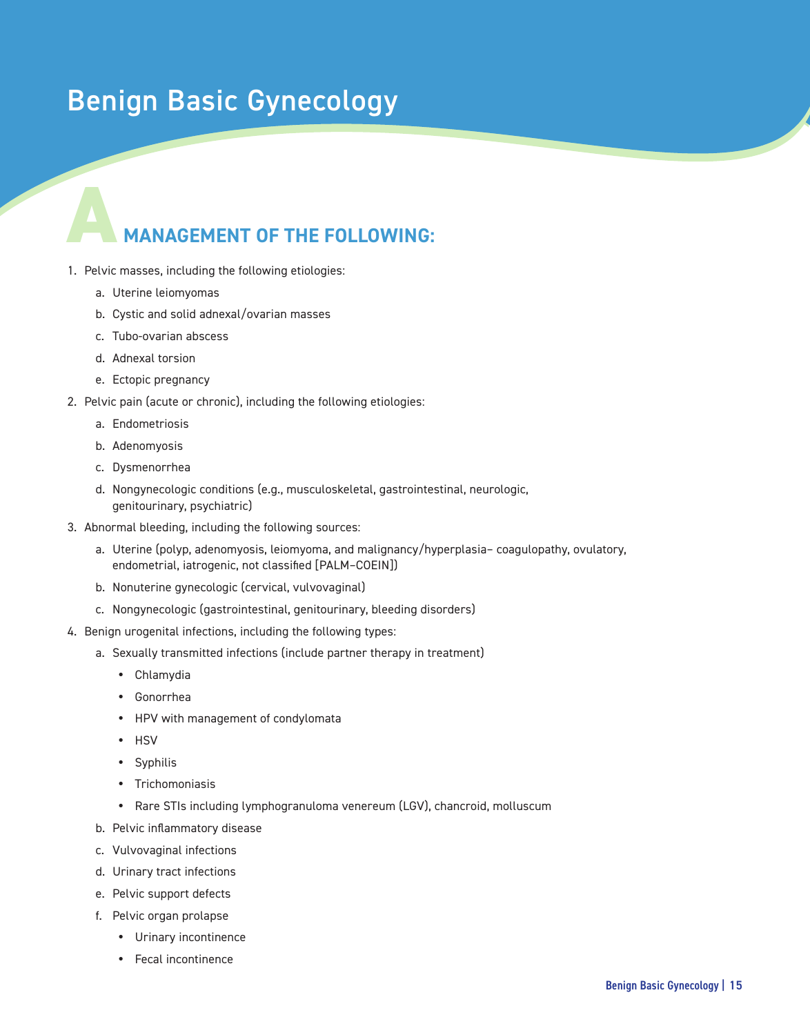# Benign Basic Gynecology

## A MANAGEMENT OF THE FOLLOWING:

1. Pelvic masses, including the following etiologies:
   a. Uterine leiomyomas
   b. Cystic and solid adnexal/ovarian masses
   c. Tubo-ovarian abscess
   d. Adnexal torsion
   e. Ectopic pregnancy
2. Pelvic pain (acute or chronic), including the following etiologies:
   a. Endometriosis
   b. Adenomyosis
   c. Dysmenorrhea
   d. Nongynecologic conditions (e.g., musculoskeletal, gastrointestinal, neurologic, genitourinary, psychiatric)
3. Abnormal bleeding, including the following sources:
   a. Uterine (polyp, adenomyosis, leiomyoma, and malignancy/hyperplasia– coagulopathy, ovulatory, endometrial, iatrogenic, not classified [PALM–COEIN])
   b. Nonuterine gynecologic (cervical, vulvovaginal)
   c. Nongynecologic (gastrointestinal, genitourinary, bleeding disorders)
4. Benign urogenital infections, including the following types:
   a. Sexually transmitted infections (include partner therapy in treatment)
      - Chlamydia
      - Gonorrhea
      - HPV with management of condylomata
      - HSV
      - Syphilis
      - Trichomoniasis
      - Rare STIs including lymphogranuloma venereum (LGV), chancroid, molluscum
   b. Pelvic inflammatory disease
   c. Vulvovaginal infections
   d. Urinary tract infections
   e. Pelvic support defects
   f. Pelvic organ prolapse
      - Urinary incontinence
      - Fecal incontinence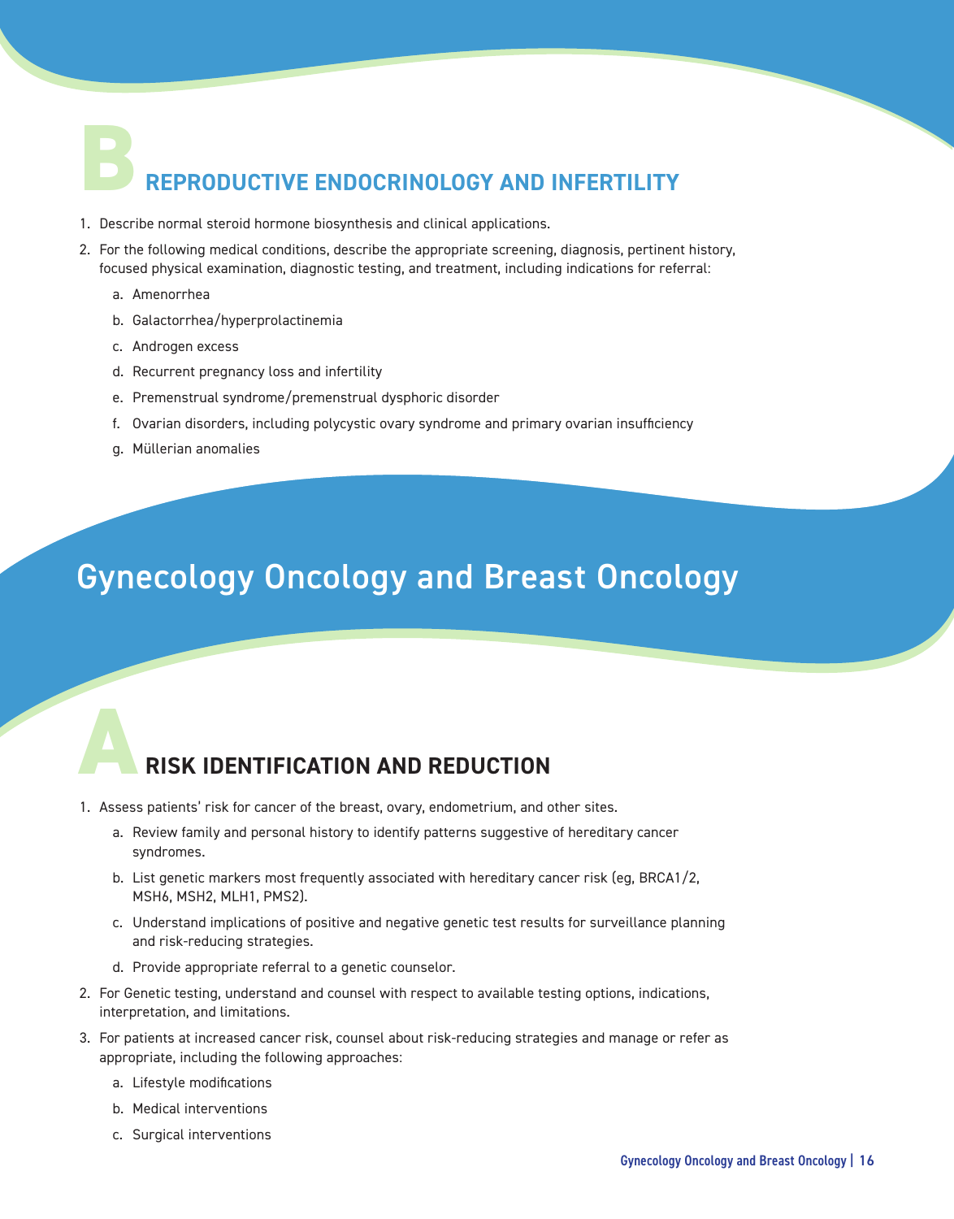## B REPRODUCTIVE ENDOCRINOLOGY AND INFERTILITY

1. Describe normal steroid hormone biosynthesis and clinical applications.
2. For the following medical conditions, describe the appropriate screening, diagnosis, pertinent history, focused physical examination, diagnostic testing, and treatment, including indications for referral:
   a. Amenorrhea
   b. Galactorrhea/hyperprolactinemia
   c. Androgen excess
   d. Recurrent pregnancy loss and infertility
   e. Premenstrual syndrome/premenstrual dysphoric disorder
   f. Ovarian disorders, including polycystic ovary syndrome and primary ovarian insufficiency
   g. Müllerian anomalies

# Gynecology Oncology and Breast Oncology

## A RISK IDENTIFICATION AND REDUCTION

1. Assess patients' risk for cancer of the breast, ovary, endometrium, and other sites.
   a. Review family and personal history to identify patterns suggestive of hereditary cancer syndromes.
   b. List genetic markers most frequently associated with hereditary cancer risk (eg, BRCA1/2, MSH6, MSH2, MLH1, PMS2).
   c. Understand implications of positive and negative genetic test results for surveillance planning and risk-reducing strategies.
   d. Provide appropriate referral to a genetic counselor.
2. For Genetic testing, understand and counsel with respect to available testing options, indications, interpretation, and limitations.
3. For patients at increased cancer risk, counsel about risk-reducing strategies and manage or refer as appropriate, including the following approaches:
   a. Lifestyle modifications
   b. Medical interventions
   c. Surgical interventions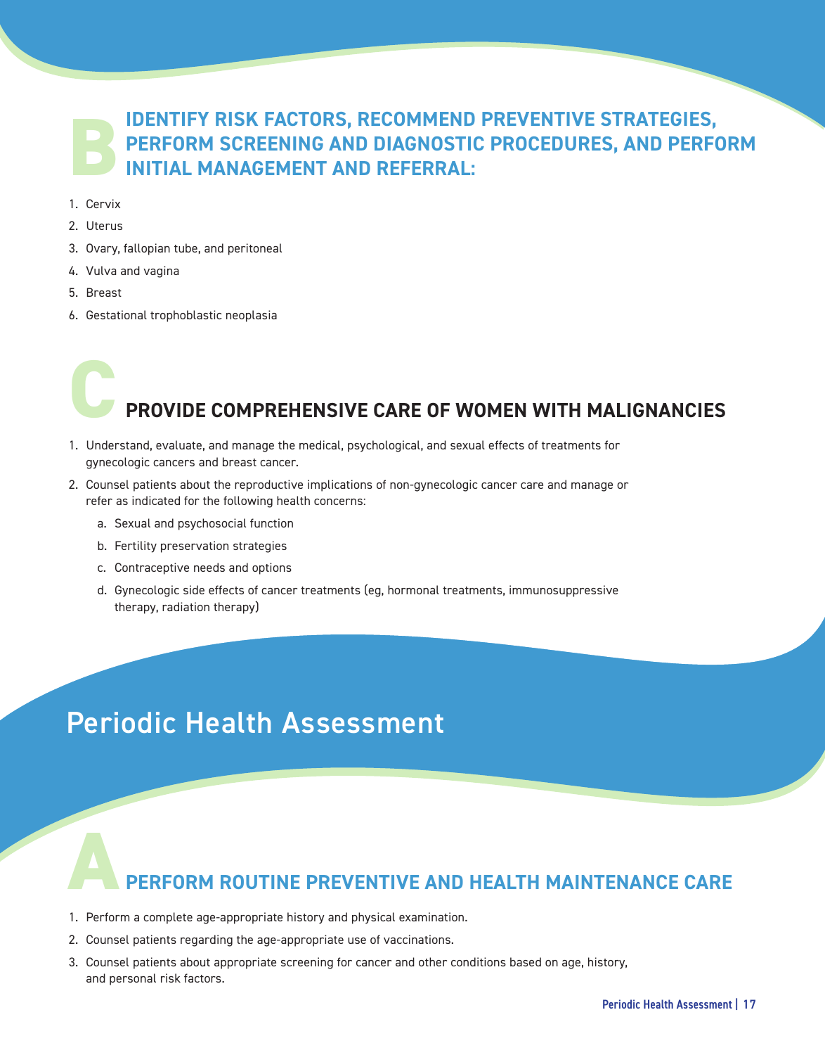## B IDENTIFY RISK FACTORS, RECOMMEND PREVENTIVE STRATEGIES, PERFORM SCREENING AND DIAGNOSTIC PROCEDURES, AND PERFORM INITIAL MANAGEMENT AND REFERRAL:

1. Cervix
2. Uterus
3. Ovary, fallopian tube, and peritoneal
4. Vulva and vagina
5. Breast
6. Gestational trophoblastic neoplasia

## C PROVIDE COMPREHENSIVE CARE OF WOMEN WITH MALIGNANCIES

1. Understand, evaluate, and manage the medical, psychological, and sexual effects of treatments for gynecologic cancers and breast cancer.
2. Counsel patients about the reproductive implications of non-gynecologic cancer care and manage or refer as indicated for the following health concerns:
   a. Sexual and psychosocial function
   b. Fertility preservation strategies
   c. Contraceptive needs and options
   d. Gynecologic side effects of cancer treatments (eg, hormonal treatments, immunosuppressive therapy, radiation therapy)

# Periodic Health Assessment

## A PERFORM ROUTINE PREVENTIVE AND HEALTH MAINTENANCE CARE

1. Perform a complete age-appropriate history and physical examination.
2. Counsel patients regarding the age-appropriate use of vaccinations.
3. Counsel patients about appropriate screening for cancer and other conditions based on age, history, and personal risk factors.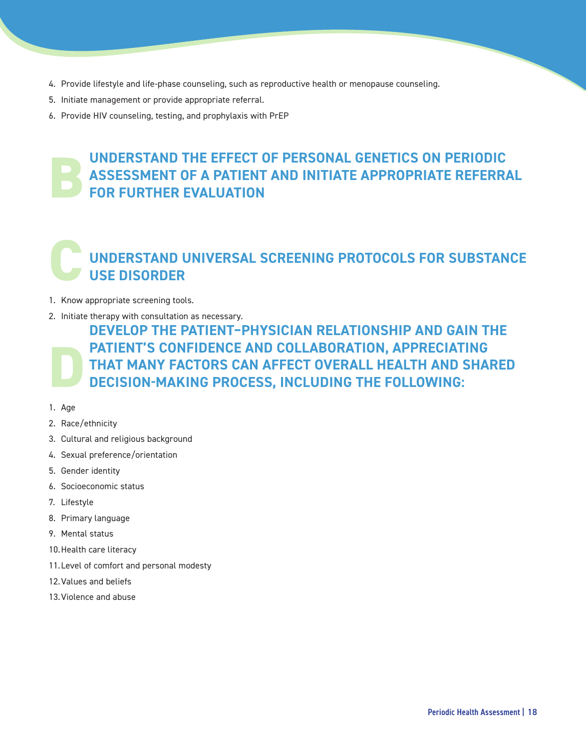4. Provide lifestyle and life-phase counseling, such as reproductive health or menopause counseling.
5. Initiate management or provide appropriate referral.
6. Provide HIV counseling, testing, and prophylaxis with PrEP

## B UNDERSTAND THE EFFECT OF PERSONAL GENETICS ON PERIODIC ASSESSMENT OF A PATIENT AND INITIATE APPROPRIATE REFERRAL FOR FURTHER EVALUATION

## C UNDERSTAND UNIVERSAL SCREENING PROTOCOLS FOR SUBSTANCE USE DISORDER

1. Know appropriate screening tools.
2. Initiate therapy with consultation as necessary.

## D DEVELOP THE PATIENT–PHYSICIAN RELATIONSHIP AND GAIN THE PATIENT'S CONFIDENCE AND COLLABORATION, APPRECIATING THAT MANY FACTORS CAN AFFECT OVERALL HEALTH AND SHARED DECISION-MAKING PROCESS, INCLUDING THE FOLLOWING:

1. Age
2. Race/ethnicity
3. Cultural and religious background
4. Sexual preference/orientation
5. Gender identity
6. Socioeconomic status
7. Lifestyle
8. Primary language
9. Mental status
10. Health care literacy
11. Level of comfort and personal modesty
12. Values and beliefs
13. Violence and abuse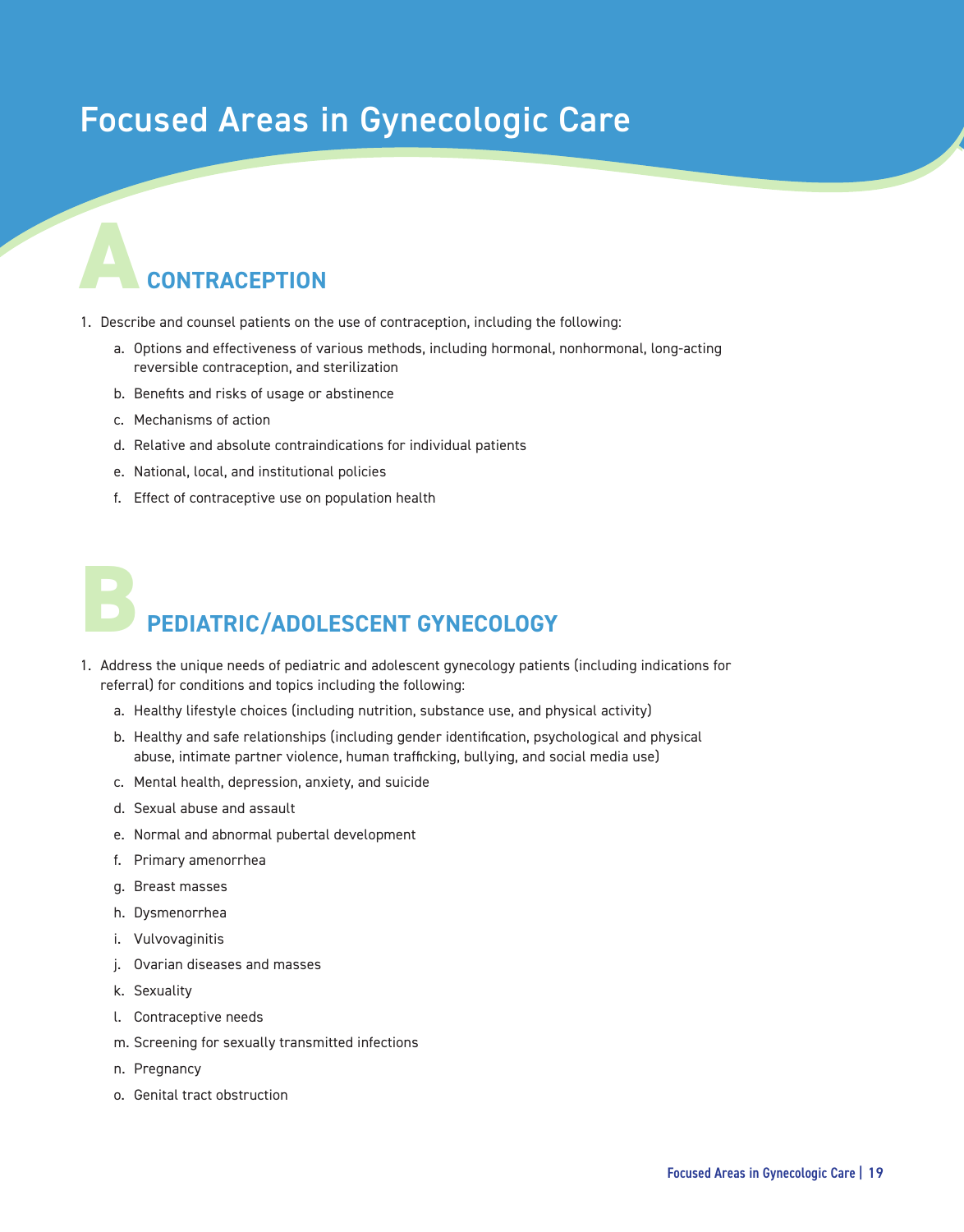# Focused Areas in Gynecologic Care

## A CONTRACEPTION

1. Describe and counsel patients on the use of contraception, including the following:
   a. Options and effectiveness of various methods, including hormonal, nonhormonal, long-acting reversible contraception, and sterilization
   b. Benefits and risks of usage or abstinence
   c. Mechanisms of action
   d. Relative and absolute contraindications for individual patients
   e. National, local, and institutional policies
   f. Effect of contraceptive use on population health

## B PEDIATRIC/ADOLESCENT GYNECOLOGY

1. Address the unique needs of pediatric and adolescent gynecology patients (including indications for referral) for conditions and topics including the following:
   a. Healthy lifestyle choices (including nutrition, substance use, and physical activity)
   b. Healthy and safe relationships (including gender identification, psychological and physical abuse, intimate partner violence, human trafficking, bullying, and social media use)
   c. Mental health, depression, anxiety, and suicide
   d. Sexual abuse and assault
   e. Normal and abnormal pubertal development
   f. Primary amenorrhea
   g. Breast masses
   h. Dysmenorrhea
   i. Vulvovaginitis
   j. Ovarian diseases and masses
   k. Sexuality
   l. Contraceptive needs
   m. Screening for sexually transmitted infections
   n. Pregnancy
   o. Genital tract obstruction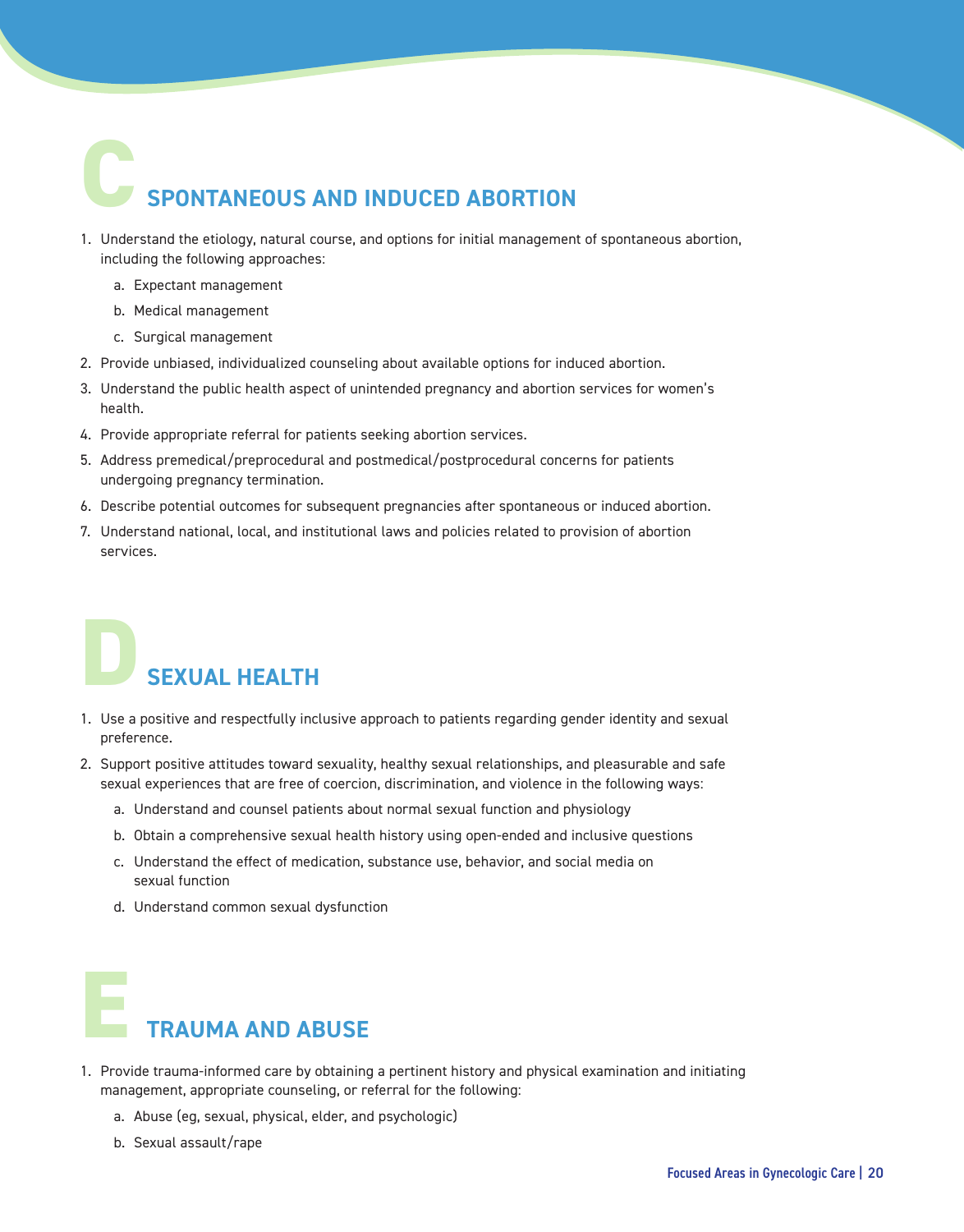## C SPONTANEOUS AND INDUCED ABORTION

1. Understand the etiology, natural course, and options for initial management of spontaneous abortion, including the following approaches:
   a. Expectant management
   b. Medical management
   c. Surgical management
2. Provide unbiased, individualized counseling about available options for induced abortion.
3. Understand the public health aspect of unintended pregnancy and abortion services for women's health.
4. Provide appropriate referral for patients seeking abortion services.
5. Address premedical/preprocedural and postmedical/postprocedural concerns for patients undergoing pregnancy termination.
6. Describe potential outcomes for subsequent pregnancies after spontaneous or induced abortion.
7. Understand national, local, and institutional laws and policies related to provision of abortion services.

## D SEXUAL HEALTH

1. Use a positive and respectfully inclusive approach to patients regarding gender identity and sexual preference.
2. Support positive attitudes toward sexuality, healthy sexual relationships, and pleasurable and safe sexual experiences that are free of coercion, discrimination, and violence in the following ways:
   a. Understand and counsel patients about normal sexual function and physiology
   b. Obtain a comprehensive sexual health history using open-ended and inclusive questions
   c. Understand the effect of medication, substance use, behavior, and social media on sexual function
   d. Understand common sexual dysfunction

## E TRAUMA AND ABUSE

1. Provide trauma-informed care by obtaining a pertinent history and physical examination and initiating management, appropriate counseling, or referral for the following:
   a. Abuse (eg, sexual, physical, elder, and psychologic)
   b. Sexual assault/rape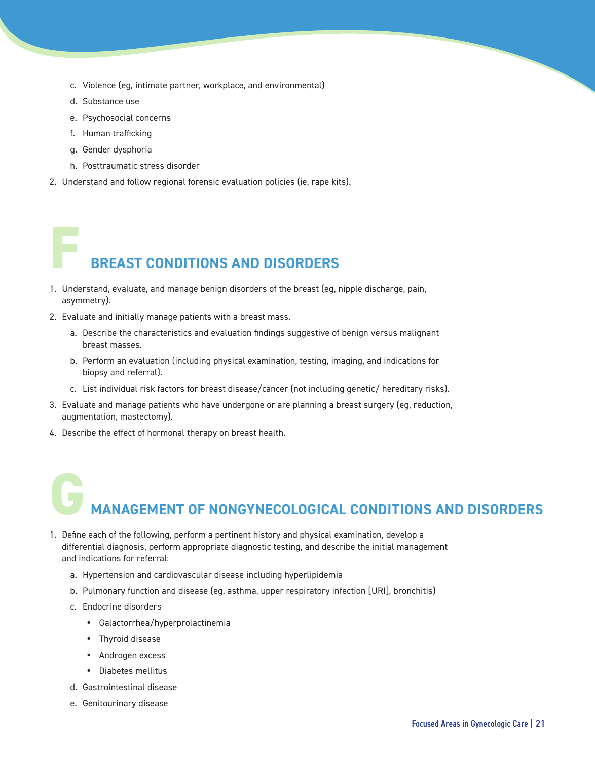c. Violence (eg, intimate partner, workplace, and environmental)

d. Substance use

e. Psychosocial concerns

f. Human trafficking

g. Gender dysphoria

h. Posttraumatic stress disorder

2. Understand and follow regional forensic evaluation policies (ie, rape kits).

## F BREAST CONDITIONS AND DISORDERS

1. Understand, evaluate, and manage benign disorders of the breast (eg, nipple discharge, pain, asymmetry).
2. Evaluate and initially manage patients with a breast mass.
   a. Describe the characteristics and evaluation findings suggestive of benign versus malignant breast masses.
   b. Perform an evaluation (including physical examination, testing, imaging, and indications for biopsy and referral).
   c. List individual risk factors for breast disease/cancer (not including genetic/ hereditary risks).
3. Evaluate and manage patients who have undergone or are planning a breast surgery (eg, reduction, augmentation, mastectomy).
4. Describe the effect of hormonal therapy on breast health.

## G MANAGEMENT OF NONGYNECOLOGICAL CONDITIONS AND DISORDERS

1. Define each of the following, perform a pertinent history and physical examination, develop a differential diagnosis, perform appropriate diagnostic testing, and describe the initial management and indications for referral:
   a. Hypertension and cardiovascular disease including hyperlipidemia
   b. Pulmonary function and disease (eg, asthma, upper respiratory infection [URI], bronchitis)
   c. Endocrine disorders
      - Galactorrhea/hyperprolactinemia
      - Thyroid disease
      - Androgen excess
      - Diabetes mellitus
   d. Gastrointestinal disease
   e. Genitourinary disease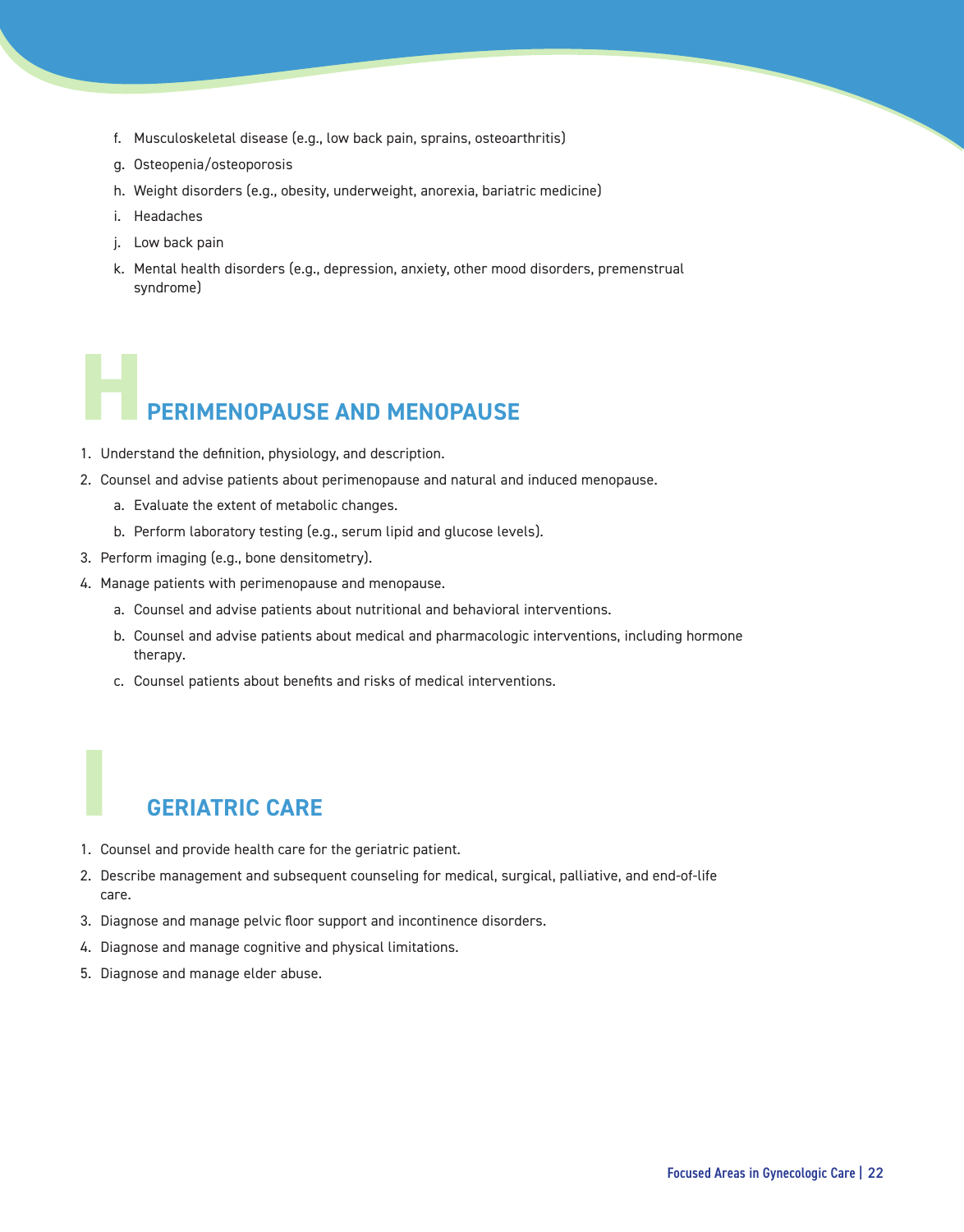f. Musculoskeletal disease (e.g., low back pain, sprains, osteoarthritis)
   g. Osteopenia/osteoporosis
   h. Weight disorders (e.g., obesity, underweight, anorexia, bariatric medicine)
   i. Headaches
   j. Low back pain
   k. Mental health disorders (e.g., depression, anxiety, other mood disorders, premenstrual syndrome)

## H PERIMENOPAUSE AND MENOPAUSE

1. Understand the definition, physiology, and description.
2. Counsel and advise patients about perimenopause and natural and induced menopause.
   a. Evaluate the extent of metabolic changes.
   b. Perform laboratory testing (e.g., serum lipid and glucose levels).
3. Perform imaging (e.g., bone densitometry).
4. Manage patients with perimenopause and menopause.
   a. Counsel and advise patients about nutritional and behavioral interventions.
   b. Counsel and advise patients about medical and pharmacologic interventions, including hormone therapy.
   c. Counsel patients about benefits and risks of medical interventions.

## I GERIATRIC CARE

1. Counsel and provide health care for the geriatric patient.
2. Describe management and subsequent counseling for medical, surgical, palliative, and end-of-life care.
3. Diagnose and manage pelvic floor support and incontinence disorders.
4. Diagnose and manage cognitive and physical limitations.
5. Diagnose and manage elder abuse.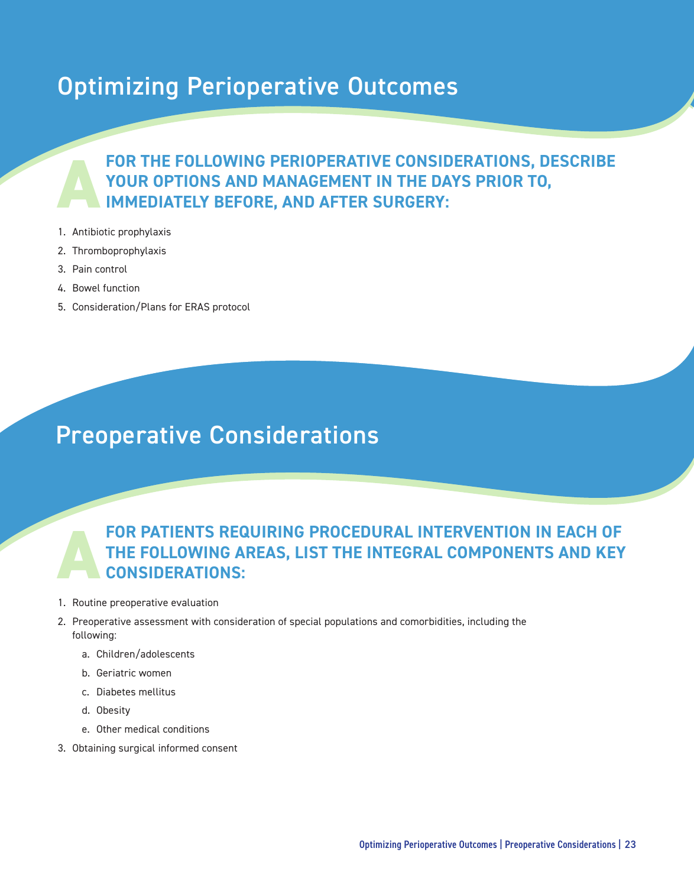# Optimizing Perioperative Outcomes

## A FOR THE FOLLOWING PERIOPERATIVE CONSIDERATIONS, DESCRIBE YOUR OPTIONS AND MANAGEMENT IN THE DAYS PRIOR TO, IMMEDIATELY BEFORE, AND AFTER SURGERY:

1. Antibiotic prophylaxis
2. Thromboprophylaxis
3. Pain control
4. Bowel function
5. Consideration/Plans for ERAS protocol

# Preoperative Considerations

## A FOR PATIENTS REQUIRING PROCEDURAL INTERVENTION IN EACH OF THE FOLLOWING AREAS, LIST THE INTEGRAL COMPONENTS AND KEY CONSIDERATIONS:

1. Routine preoperative evaluation
2. Preoperative assessment with consideration of special populations and comorbidities, including the following:
   a. Children/adolescents
   b. Geriatric women
   c. Diabetes mellitus
   d. Obesity
   e. Other medical conditions
3. Obtaining surgical informed consent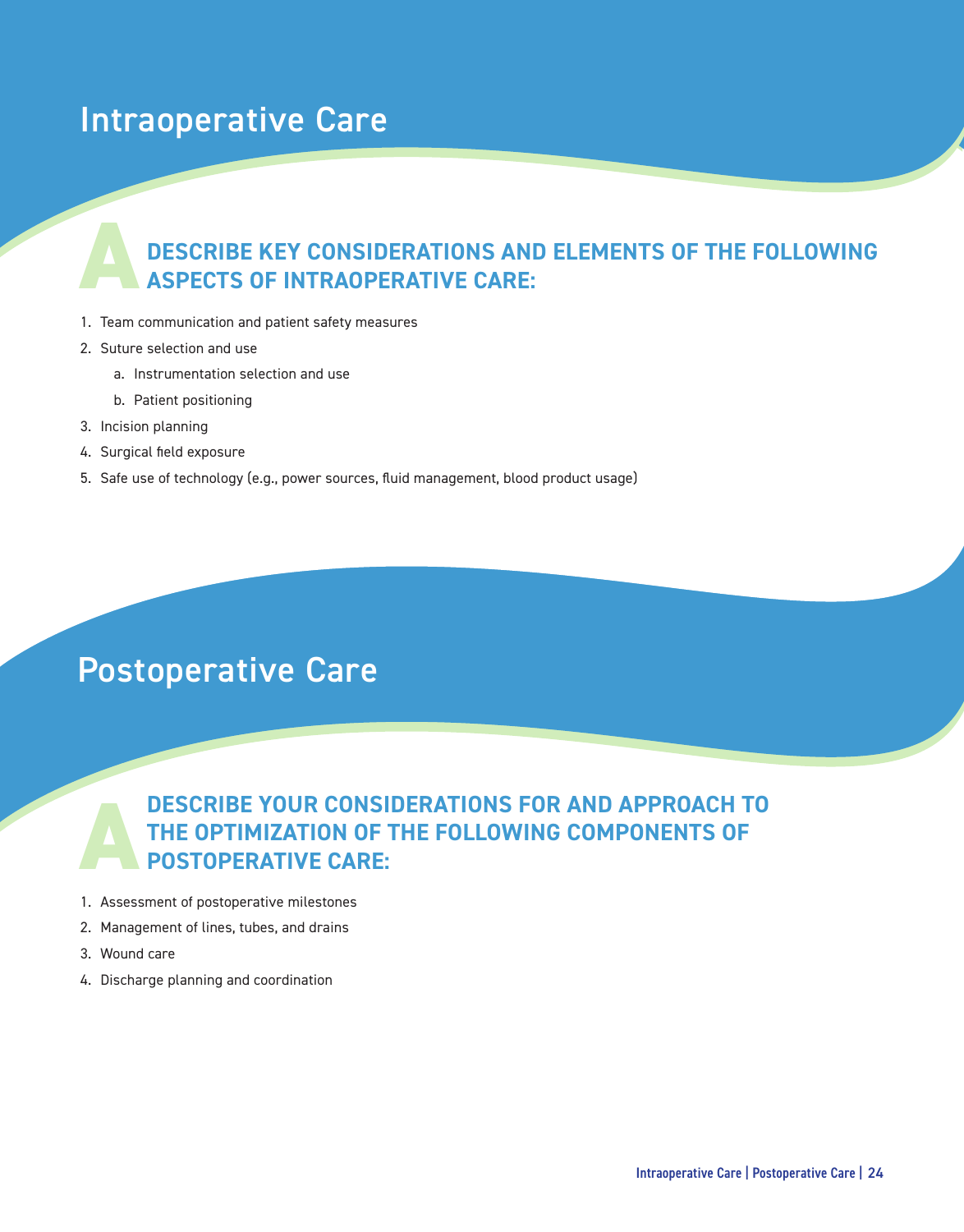# Intraoperative Care

## A DESCRIBE KEY CONSIDERATIONS AND ELEMENTS OF THE FOLLOWING ASPECTS OF INTRAOPERATIVE CARE:

1. Team communication and patient safety measures
2. Suture selection and use
    a. Instrumentation selection and use
    b. Patient positioning
3. Incision planning
4. Surgical field exposure
5. Safe use of technology (e.g., power sources, fluid management, blood product usage)

# Postoperative Care

## A DESCRIBE YOUR CONSIDERATIONS FOR AND APPROACH TO THE OPTIMIZATION OF THE FOLLOWING COMPONENTS OF POSTOPERATIVE CARE:

1. Assessment of postoperative milestones
2. Management of lines, tubes, and drains
3. Wound care
4. Discharge planning and coordination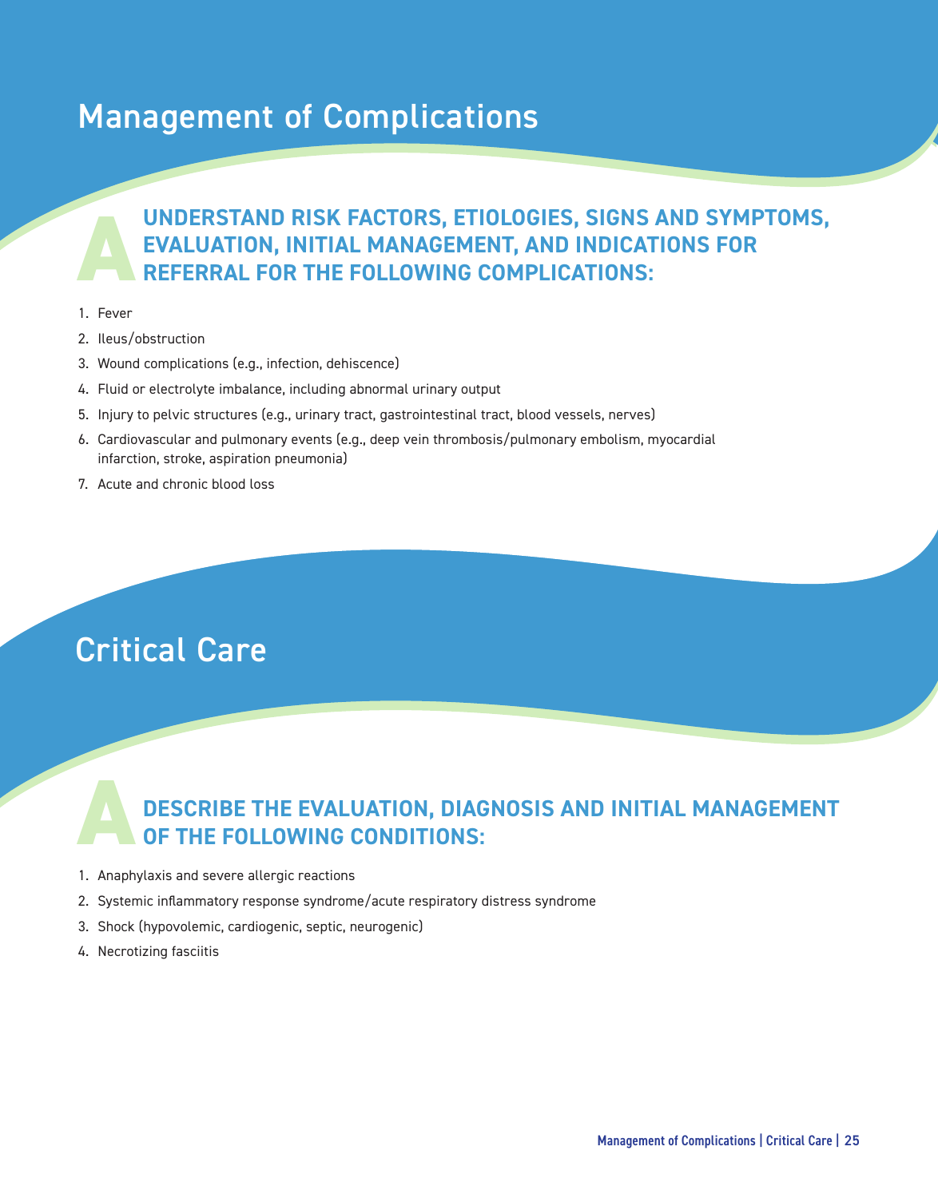# Management of Complications

## A UNDERSTAND RISK FACTORS, ETIOLOGIES, SIGNS AND SYMPTOMS, EVALUATION, INITIAL MANAGEMENT, AND INDICATIONS FOR REFERRAL FOR THE FOLLOWING COMPLICATIONS:

1. Fever
2. Ileus/obstruction
3. Wound complications (e.g., infection, dehiscence)
4. Fluid or electrolyte imbalance, including abnormal urinary output
5. Injury to pelvic structures (e.g., urinary tract, gastrointestinal tract, blood vessels, nerves)
6. Cardiovascular and pulmonary events (e.g., deep vein thrombosis/pulmonary embolism, myocardial infarction, stroke, aspiration pneumonia)
7. Acute and chronic blood loss

# Critical Care

## A DESCRIBE THE EVALUATION, DIAGNOSIS AND INITIAL MANAGEMENT OF THE FOLLOWING CONDITIONS:

1. Anaphylaxis and severe allergic reactions
2. Systemic inflammatory response syndrome/acute respiratory distress syndrome
3. Shock (hypovolemic, cardiogenic, septic, neurogenic)
4. Necrotizing fasciitis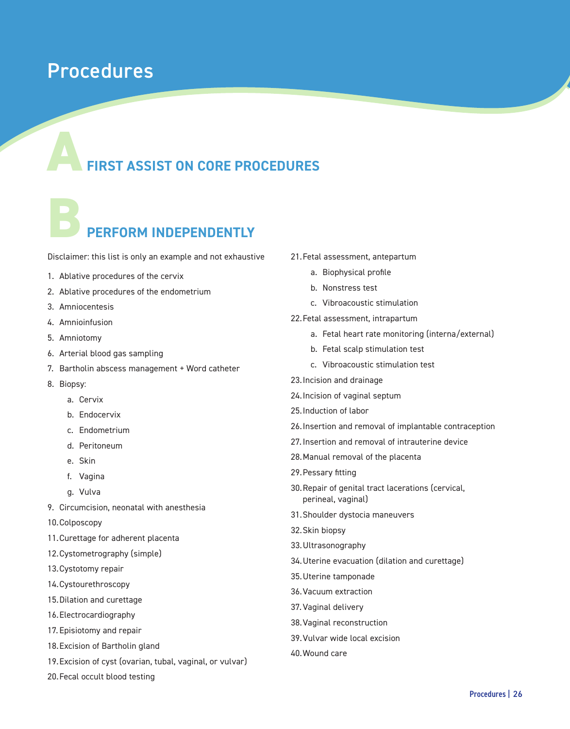# Procedures

## A FIRST ASSIST ON CORE PROCEDURES

## B PERFORM INDEPENDENTLY

Disclaimer: this list is only an example and not exhaustive

1. Ablative procedures of the cervix
2. Ablative procedures of the endometrium
3. Amniocentesis
4. Amnioinfusion
5. Amniotomy
6. Arterial blood gas sampling
7. Bartholin abscess management + Word catheter
8. Biopsy:
    a. Cervix
    b. Endocervix
    c. Endometrium
    d. Peritoneum
    e. Skin
    f. Vagina
    g. Vulva
9. Circumcision, neonatal with anesthesia
10. Colposcopy
11. Curettage for adherent placenta
12. Cystometrography (simple)
13. Cystotomy repair
14. Cystourethroscopy
15. Dilation and curettage
16. Electrocardiography
17. Episiotomy and repair
18. Excision of Bartholin gland
19. Excision of cyst (ovarian, tubal, vaginal, or vulvar)
20. Fecal occult blood testing
21. Fetal assessment, antepartum
    a. Biophysical profile
    b. Nonstress test
    c. Vibroacoustic stimulation
22. Fetal assessment, intrapartum
    a. Fetal heart rate monitoring (interna/external)
    b. Fetal scalp stimulation test
    c. Vibroacoustic stimulation test
23. Incision and drainage
24. Incision of vaginal septum
25. Induction of labor
26. Insertion and removal of implantable contraception
27. Insertion and removal of intrauterine device
28. Manual removal of the placenta
29. Pessary fitting
30. Repair of genital tract lacerations (cervical, perineal, vaginal)
31. Shoulder dystocia maneuvers
32. Skin biopsy
33. Ultrasonography
34. Uterine evacuation (dilation and curettage)
35. Uterine tamponade
36. Vacuum extraction
37. Vaginal delivery
38. Vaginal reconstruction
39. Vulvar wide local excision
40. Wound care